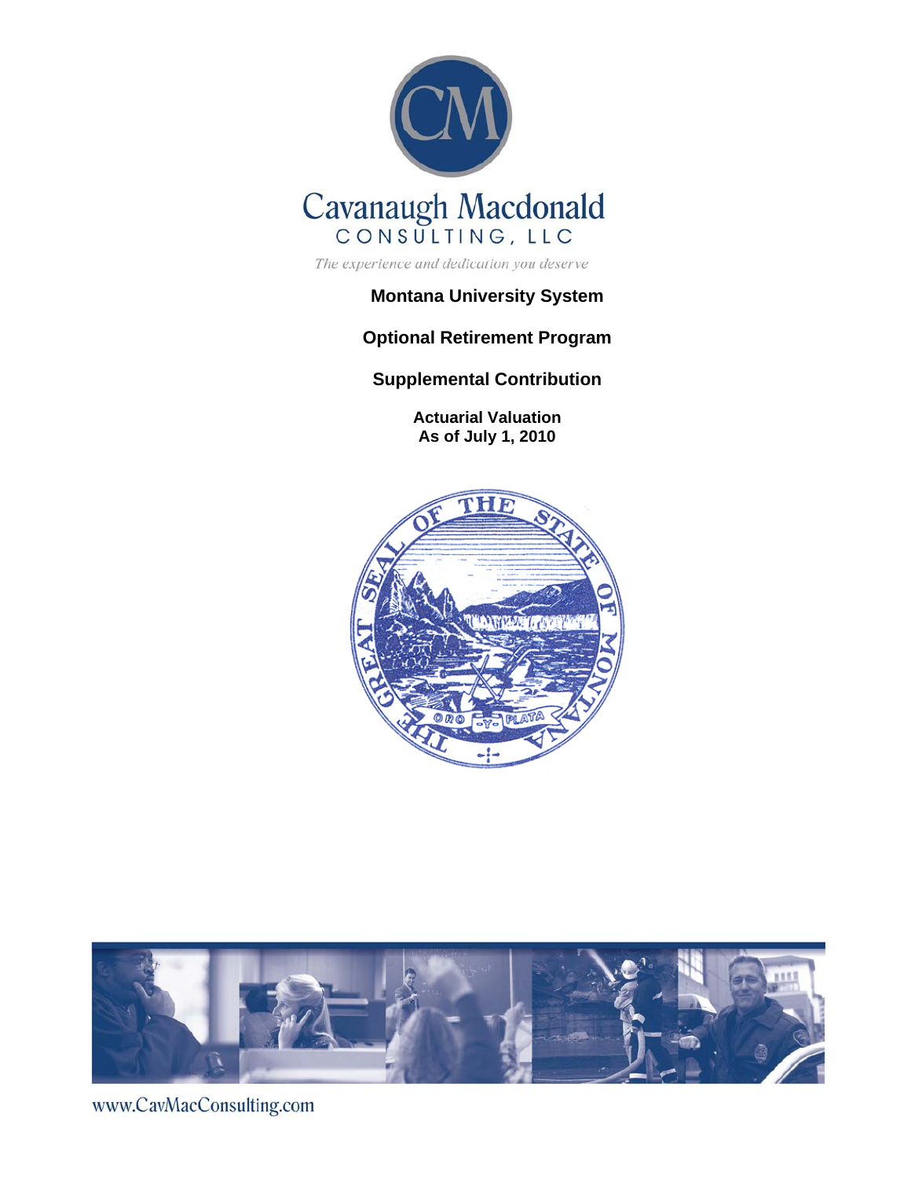Cavanaugh Macdonald

CONSULTING, LLC

*The experience and dedication you deserve*

# Montana University System

# Optional Retirement Program

# Supplemental Contribution

## Actuarial Valuation
## As of July 1, 2010

www.CavMacConsulting.com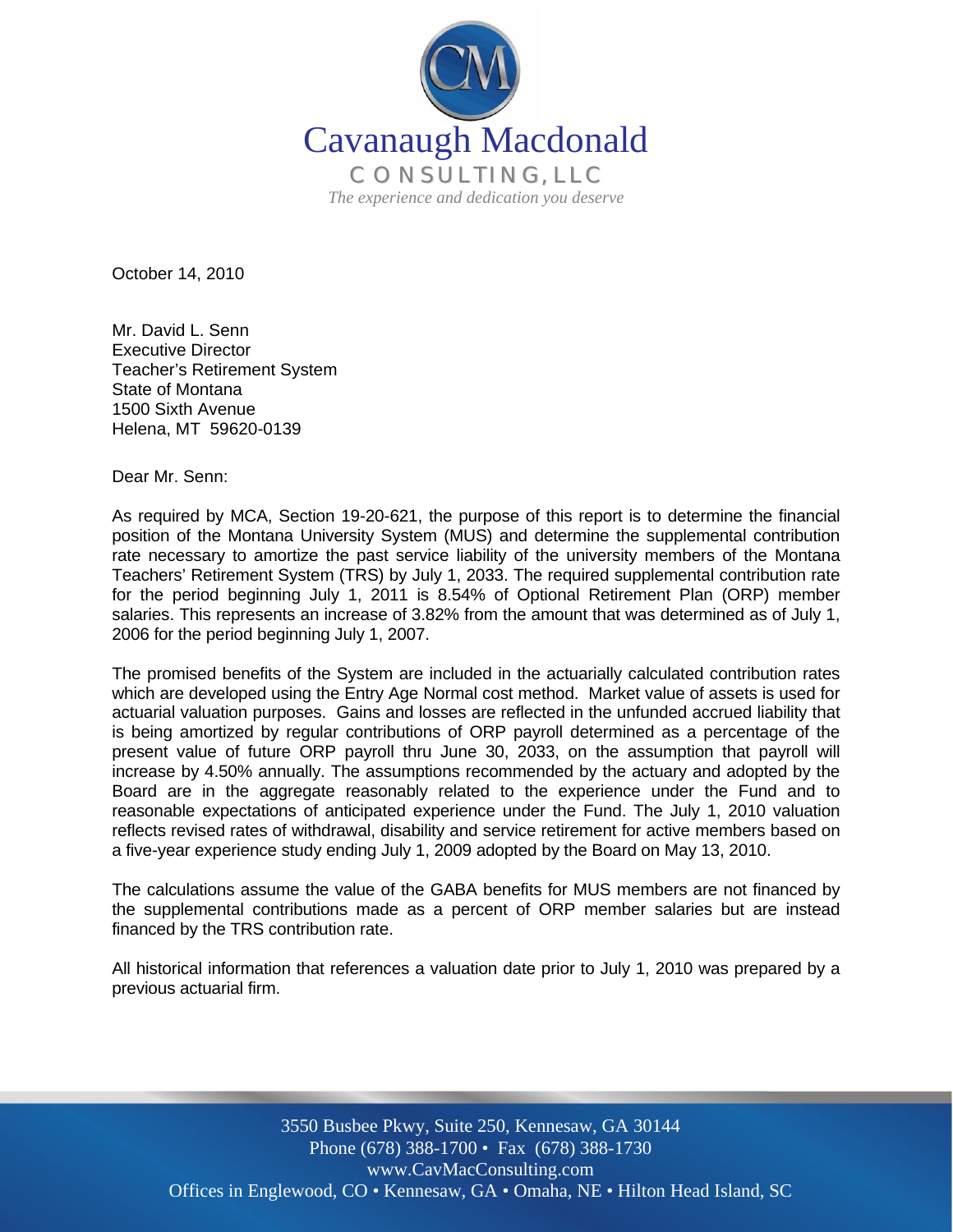Cavanaugh Macdonald

CONSULTING, LLC

*The experience and dedication you deserve*

October 14, 2010

Mr. David L. Senn
Executive Director
Teacher's Retirement System
State of Montana
1500 Sixth Avenue
Helena, MT 59620-0139

Dear Mr. Senn:

As required by MCA, Section 19-20-621, the purpose of this report is to determine the financial position of the Montana University System (MUS) and determine the supplemental contribution rate necessary to amortize the past service liability of the university members of the Montana Teachers' Retirement System (TRS) by July 1, 2033. The required supplemental contribution rate for the period beginning July 1, 2011 is 8.54% of Optional Retirement Plan (ORP) member salaries. This represents an increase of 3.82% from the amount that was determined as of July 1, 2006 for the period beginning July 1, 2007.

The promised benefits of the System are included in the actuarially calculated contribution rates which are developed using the Entry Age Normal cost method. Market value of assets is used for actuarial valuation purposes. Gains and losses are reflected in the unfunded accrued liability that is being amortized by regular contributions of ORP payroll determined as a percentage of the present value of future ORP payroll thru June 30, 2033, on the assumption that payroll will increase by 4.50% annually. The assumptions recommended by the actuary and adopted by the Board are in the aggregate reasonably related to the experience under the Fund and to reasonable expectations of anticipated experience under the Fund. The July 1, 2010 valuation reflects revised rates of withdrawal, disability and service retirement for active members based on a five-year experience study ending July 1, 2009 adopted by the Board on May 13, 2010.

The calculations assume the value of the GABA benefits for MUS members are not financed by the supplemental contributions made as a percent of ORP member salaries but are instead financed by the TRS contribution rate.

All historical information that references a valuation date prior to July 1, 2010 was prepared by a previous actuarial firm.

3550 Busbee Pkwy, Suite 250, Kennesaw, GA 30144
Phone (678) 388-1700 • Fax (678) 388-1730
www.CavMacConsulting.com
Offices in Englewood, CO • Kennesaw, GA • Omaha, NE • Hilton Head Island, SC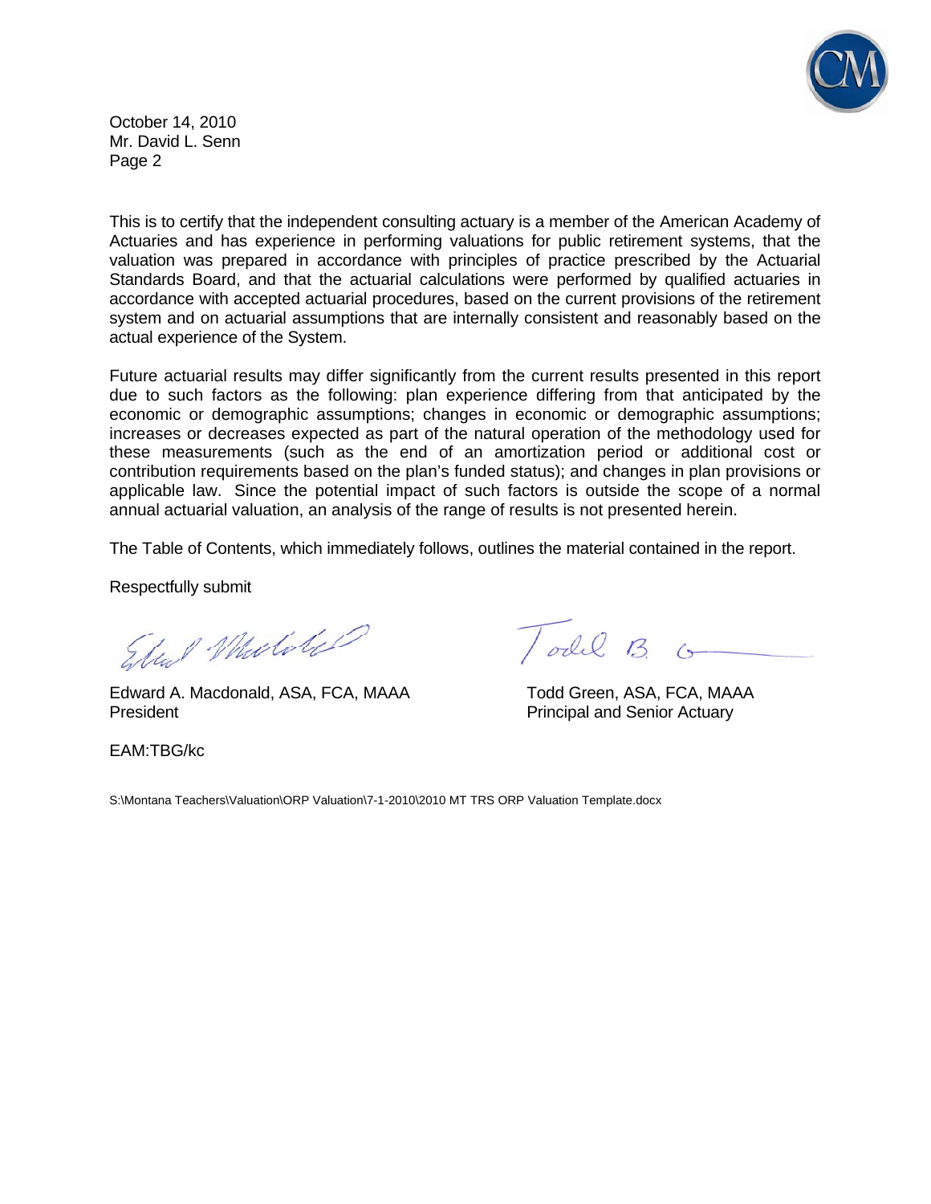October 14, 2010
Mr. David L. Senn
Page 2

This is to certify that the independent consulting actuary is a member of the American Academy of Actuaries and has experience in performing valuations for public retirement systems, that the valuation was prepared in accordance with principles of practice prescribed by the Actuarial Standards Board, and that the actuarial calculations were performed by qualified actuaries in accordance with accepted actuarial procedures, based on the current provisions of the retirement system and on actuarial assumptions that are internally consistent and reasonably based on the actual experience of the System.

Future actuarial results may differ significantly from the current results presented in this report due to such factors as the following: plan experience differing from that anticipated by the economic or demographic assumptions; changes in economic or demographic assumptions; increases or decreases expected as part of the natural operation of the methodology used for these measurements (such as the end of an amortization period or additional cost or contribution requirements based on the plan's funded status); and changes in plan provisions or applicable law. Since the potential impact of such factors is outside the scope of a normal annual actuarial valuation, an analysis of the range of results is not presented herein.

The Table of Contents, which immediately follows, outlines the material contained in the report.

Respectfully submit

Edward A. Macdonald, ASA, FCA, MAAA
President

Todd Green, ASA, FCA, MAAA
Principal and Senior Actuary

EAM:TBG/kc

S:\Montana Teachers\Valuation\ORP Valuation\7-1-2010\2010 MT TRS ORP Valuation Template.docx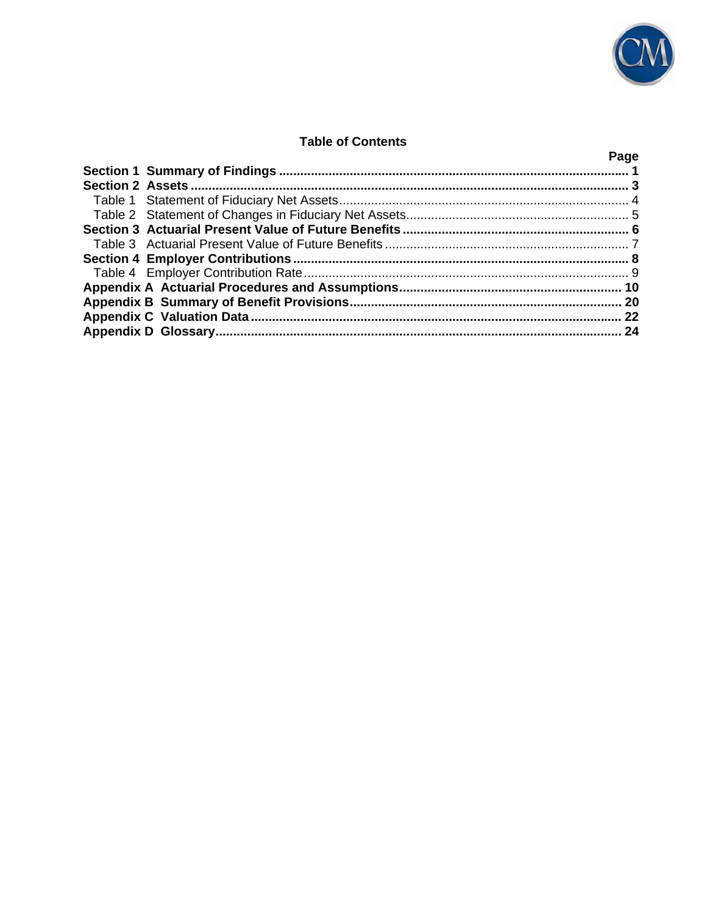## Table of Contents

| | Page |
|---|---|
| **Section 1 Summary of Findings** | **1** |
| **Section 2 Assets** | **3** |
| Table 1 Statement of Fiduciary Net Assets | 4 |
| Table 2 Statement of Changes in Fiduciary Net Assets | 5 |
| **Section 3 Actuarial Present Value of Future Benefits** | **6** |
| Table 3 Actuarial Present Value of Future Benefits | 7 |
| **Section 4 Employer Contributions** | **8** |
| Table 4 Employer Contribution Rate | 9 |
| **Appendix A Actuarial Procedures and Assumptions** | **10** |
| **Appendix B Summary of Benefit Provisions** | **20** |
| **Appendix C Valuation Data** | **22** |
| **Appendix D Glossary** | **24** |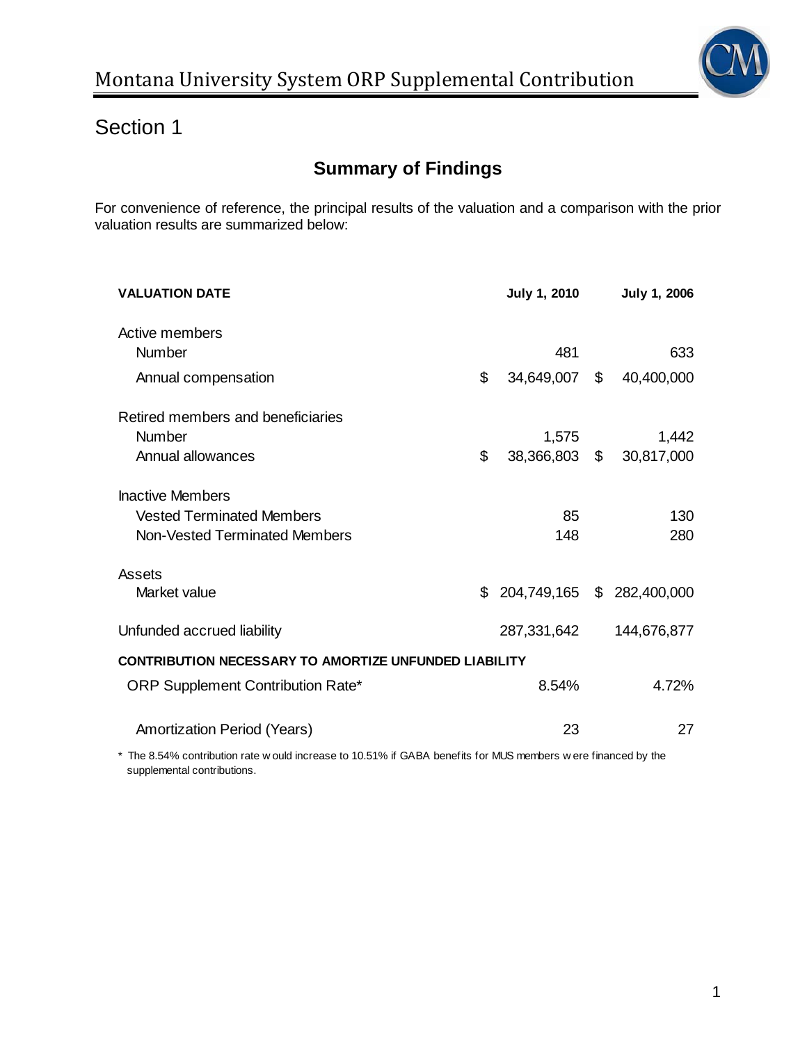# Section 1

## Summary of Findings

For convenience of reference, the principal results of the valuation and a comparison with the prior valuation results are summarized below:

| **VALUATION DATE** | **July 1, 2010** | **July 1, 2006** |
|---|---|---|
| Active members | | |
| Number | 481 | 633 |
| Annual compensation | $ 34,649,007 | $ 40,400,000 |
| Retired members and beneficiaries | | |
| Number | 1,575 | 1,442 |
| Annual allowances | $ 38,366,803 | $ 30,817,000 |
| Inactive Members | | |
| Vested Terminated Members | 85 | 130 |
| Non-Vested Terminated Members | 148 | 280 |
| Assets | | |
| Market value | $ 204,749,165 | $ 282,400,000 |
| Unfunded accrued liability | 287,331,642 | 144,676,877 |
| **CONTRIBUTION NECESSARY TO AMORTIZE UNFUNDED LIABILITY** | | |
| ORP Supplement Contribution Rate* | 8.54% | 4.72% |
| Amortization Period (Years) | 23 | 27 |

\* The 8.54% contribution rate would increase to 10.51% if GABA benefits for MUS members were financed by the supplemental contributions.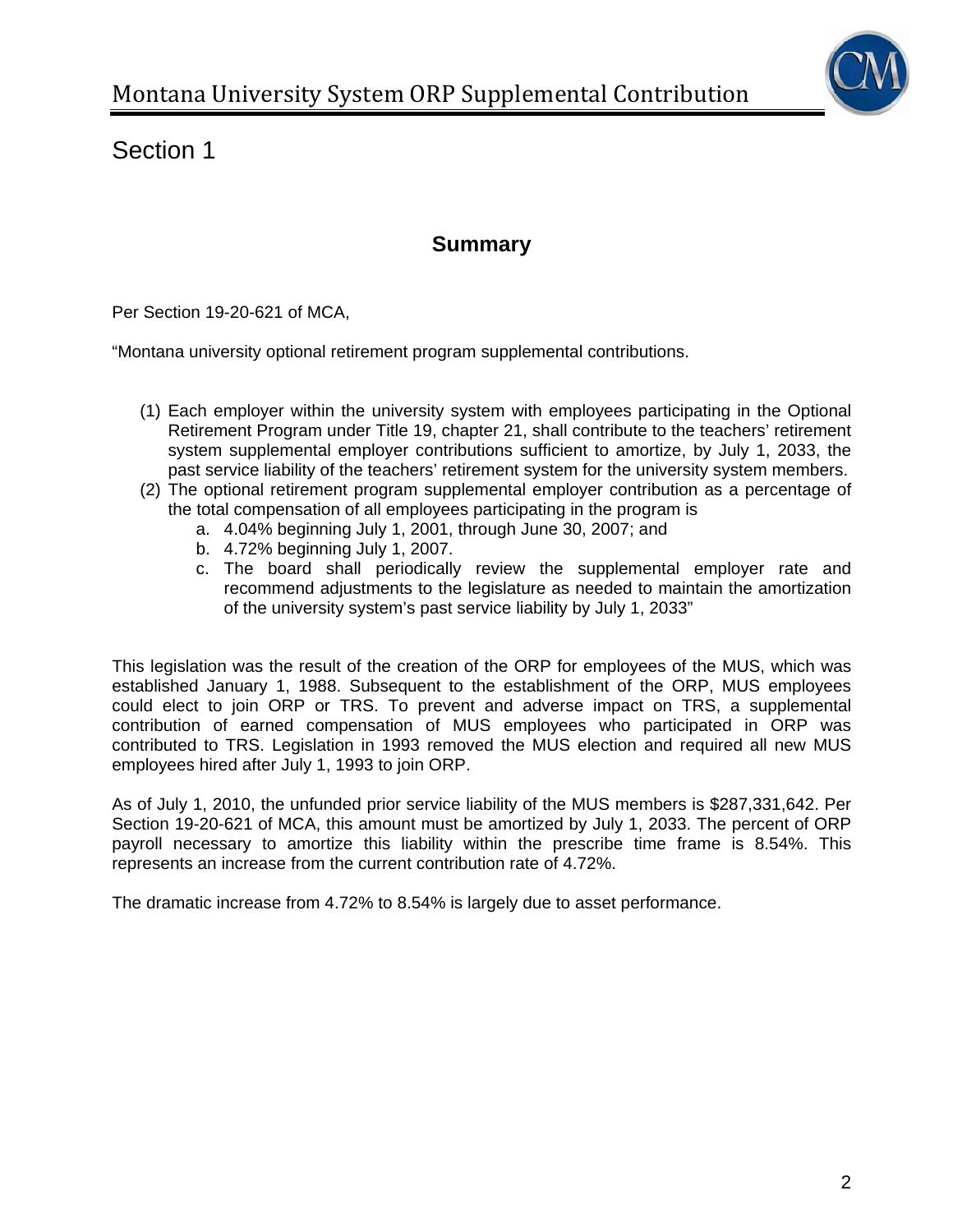# Section 1

## Summary

Per Section 19-20-621 of MCA,

"Montana university optional retirement program supplemental contributions.

(1) Each employer within the university system with employees participating in the Optional Retirement Program under Title 19, chapter 21, shall contribute to the teachers' retirement system supplemental employer contributions sufficient to amortize, by July 1, 2033, the past service liability of the teachers' retirement system for the university system members.
(2) The optional retirement program supplemental employer contribution as a percentage of the total compensation of all employees participating in the program is
   a. 4.04% beginning July 1, 2001, through June 30, 2007; and
   b. 4.72% beginning July 1, 2007.
   c. The board shall periodically review the supplemental employer rate and recommend adjustments to the legislature as needed to maintain the amortization of the university system's past service liability by July 1, 2033"

This legislation was the result of the creation of the ORP for employees of the MUS, which was established January 1, 1988. Subsequent to the establishment of the ORP, MUS employees could elect to join ORP or TRS. To prevent and adverse impact on TRS, a supplemental contribution of earned compensation of MUS employees who participated in ORP was contributed to TRS. Legislation in 1993 removed the MUS election and required all new MUS employees hired after July 1, 1993 to join ORP.

As of July 1, 2010, the unfunded prior service liability of the MUS members is $287,331,642. Per Section 19-20-621 of MCA, this amount must be amortized by July 1, 2033. The percent of ORP payroll necessary to amortize this liability within the prescribe time frame is 8.54%. This represents an increase from the current contribution rate of 4.72%.

The dramatic increase from 4.72% to 8.54% is largely due to asset performance.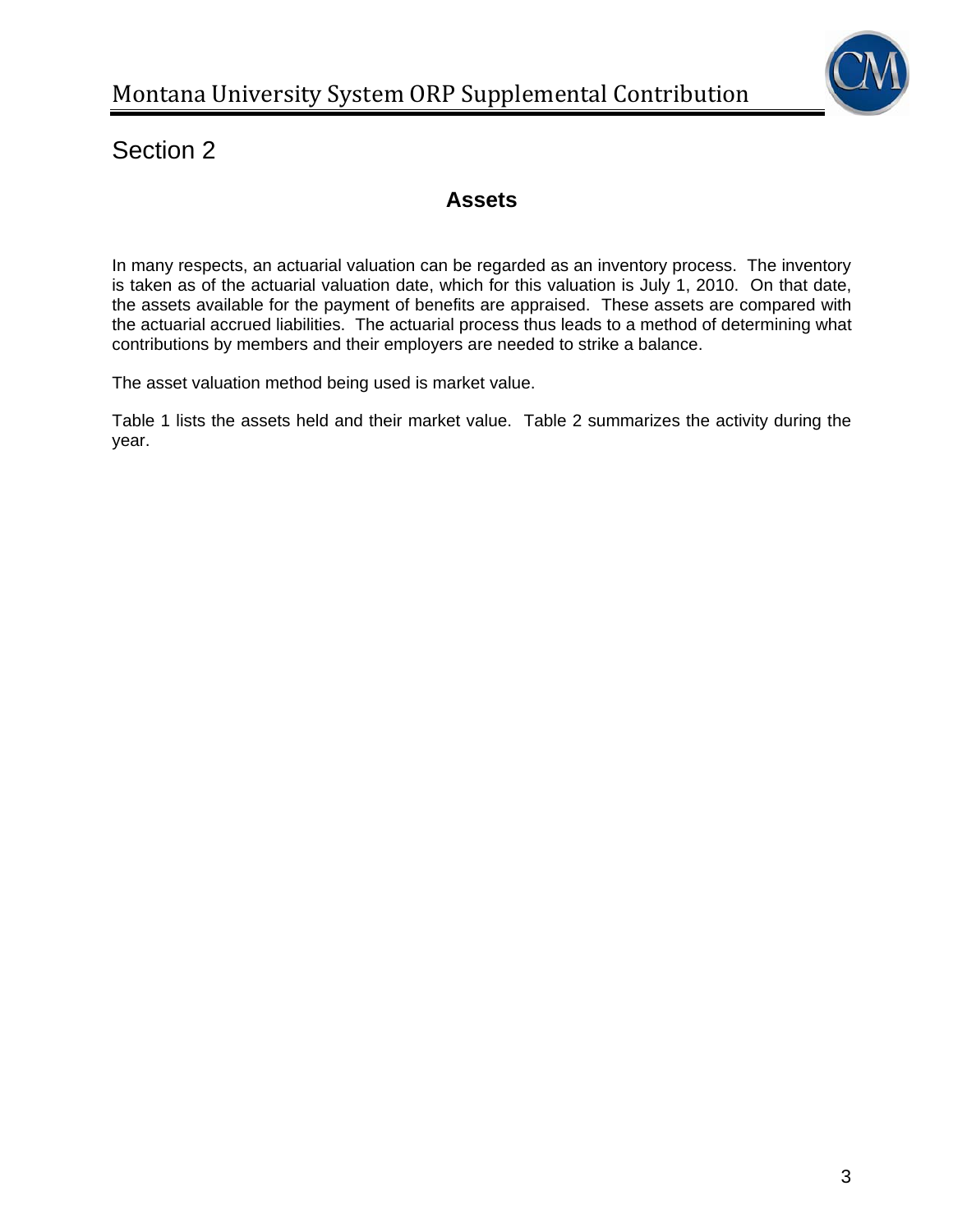# Section 2

## Assets

In many respects, an actuarial valuation can be regarded as an inventory process. The inventory is taken as of the actuarial valuation date, which for this valuation is July 1, 2010. On that date, the assets available for the payment of benefits are appraised. These assets are compared with the actuarial accrued liabilities. The actuarial process thus leads to a method of determining what contributions by members and their employers are needed to strike a balance.

The asset valuation method being used is market value.

Table 1 lists the assets held and their market value. Table 2 summarizes the activity during the year.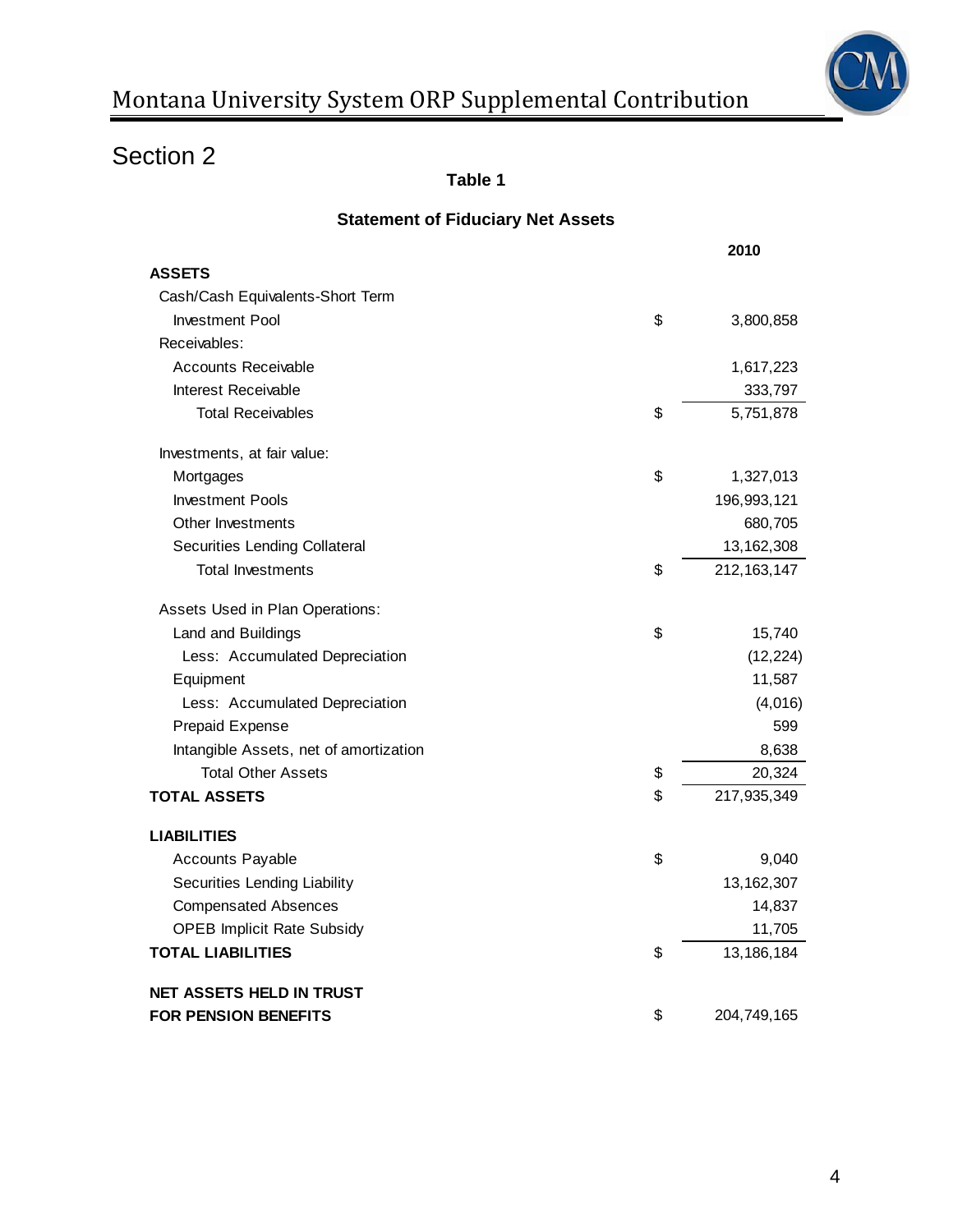# Section 2

**Table 1**

**Statement of Fiduciary Net Assets**

| | | 2010 |
|---|---|---|
| **ASSETS** | | |
| Cash/Cash Equivalents-Short Term | | |
| Investment Pool | $ | 3,800,858 |
| Receivables: | | |
| Accounts Receivable | | 1,617,223 |
| Interest Receivable | | 333,797 |
| Total Receivables | $ | 5,751,878 |
| | | |
| Investments, at fair value: | | |
| Mortgages | $ | 1,327,013 |
| Investment Pools | | 196,993,121 |
| Other Investments | | 680,705 |
| Securities Lending Collateral | | 13,162,308 |
| Total Investments | $ | 212,163,147 |
| | | |
| Assets Used in Plan Operations: | | |
| Land and Buildings | $ | 15,740 |
| Less: Accumulated Depreciation | | (12,224) |
| Equipment | | 11,587 |
| Less: Accumulated Depreciation | | (4,016) |
| Prepaid Expense | | 599 |
| Intangible Assets, net of amortization | | 8,638 |
| Total Other Assets | $ | 20,324 |
| **TOTAL ASSETS** | $ | 217,935,349 |
| | | |
| **LIABILITIES** | | |
| Accounts Payable | $ | 9,040 |
| Securities Lending Liability | | 13,162,307 |
| Compensated Absences | | 14,837 |
| OPEB Implicit Rate Subsidy | | 11,705 |
| **TOTAL LIABILITIES** | $ | 13,186,184 |
| | | |
| **NET ASSETS HELD IN TRUST FOR PENSION BENEFITS** | $ | 204,749,165 |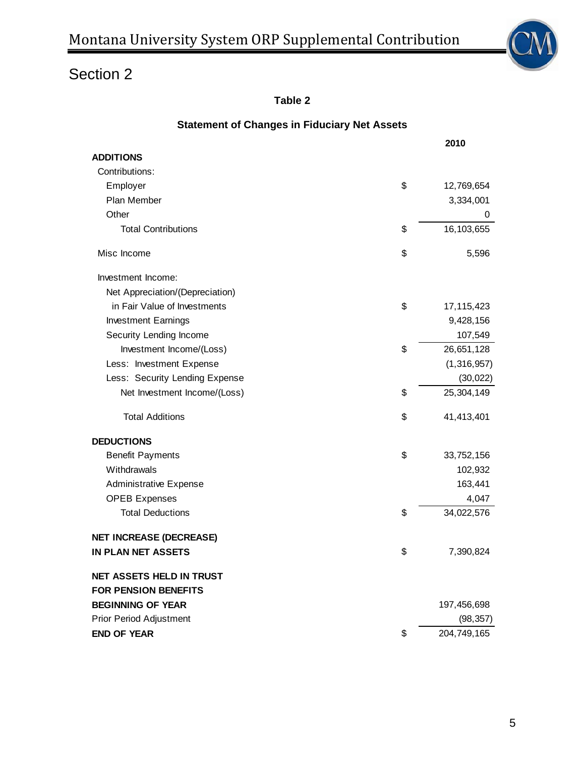# Section 2

**Table 2**

**Statement of Changes in Fiduciary Net Assets**

| | | 2010 |
|---|---|---|
| **ADDITIONS** | | |
| Contributions: | | |
| Employer | $ | 12,769,654 |
| Plan Member | | 3,334,001 |
| Other | | 0 |
| Total Contributions | $ | 16,103,655 |
| Misc Income | $ | 5,596 |
| Investment Income: | | |
| Net Appreciation/(Depreciation) in Fair Value of Investments | $ | 17,115,423 |
| Investment Earnings | | 9,428,156 |
| Security Lending Income | | 107,549 |
| Investment Income/(Loss) | $ | 26,651,128 |
| Less: Investment Expense | | (1,316,957) |
| Less: Security Lending Expense | | (30,022) |
| Net Investment Income/(Loss) | $ | 25,304,149 |
| Total Additions | $ | 41,413,401 |
| **DEDUCTIONS** | | |
| Benefit Payments | $ | 33,752,156 |
| Withdrawals | | 102,932 |
| Administrative Expense | | 163,441 |
| OPEB Expenses | | 4,047 |
| Total Deductions | $ | 34,022,576 |
| **NET INCREASE (DECREASE) IN PLAN NET ASSETS** | $ | 7,390,824 |
| **NET ASSETS HELD IN TRUST FOR PENSION BENEFITS** | | |
| **BEGINNING OF YEAR** | | 197,456,698 |
| Prior Period Adjustment | | (98,357) |
| **END OF YEAR** | $ | 204,749,165 |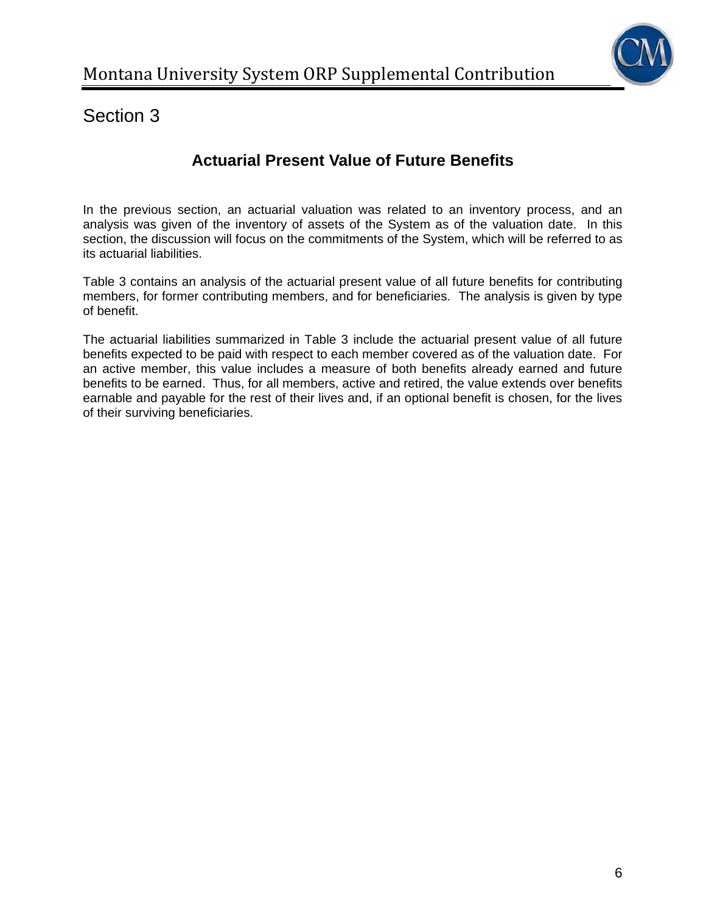# Section 3

## Actuarial Present Value of Future Benefits

In the previous section, an actuarial valuation was related to an inventory process, and an analysis was given of the inventory of assets of the System as of the valuation date. In this section, the discussion will focus on the commitments of the System, which will be referred to as its actuarial liabilities.

Table 3 contains an analysis of the actuarial present value of all future benefits for contributing members, for former contributing members, and for beneficiaries. The analysis is given by type of benefit.

The actuarial liabilities summarized in Table 3 include the actuarial present value of all future benefits expected to be paid with respect to each member covered as of the valuation date. For an active member, this value includes a measure of both benefits already earned and future benefits to be earned. Thus, for all members, active and retired, the value extends over benefits earnable and payable for the rest of their lives and, if an optional benefit is chosen, for the lives of their surviving beneficiaries.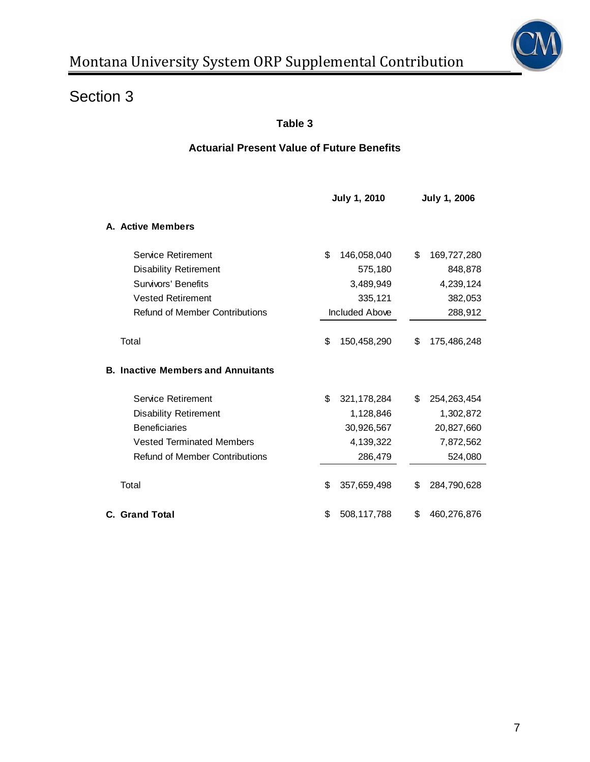# Section 3

### Table 3

### Actuarial Present Value of Future Benefits

| | July 1, 2010 | July 1, 2006 |
|---|---|---|
| **A. Active Members** | | |
| Service Retirement | $ 146,058,040 | $ 169,727,280 |
| Disability Retirement | 575,180 | 848,878 |
| Survivors' Benefits | 3,489,949 | 4,239,124 |
| Vested Retirement | 335,121 | 382,053 |
| Refund of Member Contributions | Included Above | 288,912 |
| Total | $ 150,458,290 | $ 175,486,248 |
| **B. Inactive Members and Annuitants** | | |
| Service Retirement | $ 321,178,284 | $ 254,263,454 |
| Disability Retirement | 1,128,846 | 1,302,872 |
| Beneficiaries | 30,926,567 | 20,827,660 |
| Vested Terminated Members | 4,139,322 | 7,872,562 |
| Refund of Member Contributions | 286,479 | 524,080 |
| Total | $ 357,659,498 | $ 284,790,628 |
| **C. Grand Total** | $ 508,117,788 | $ 460,276,876 |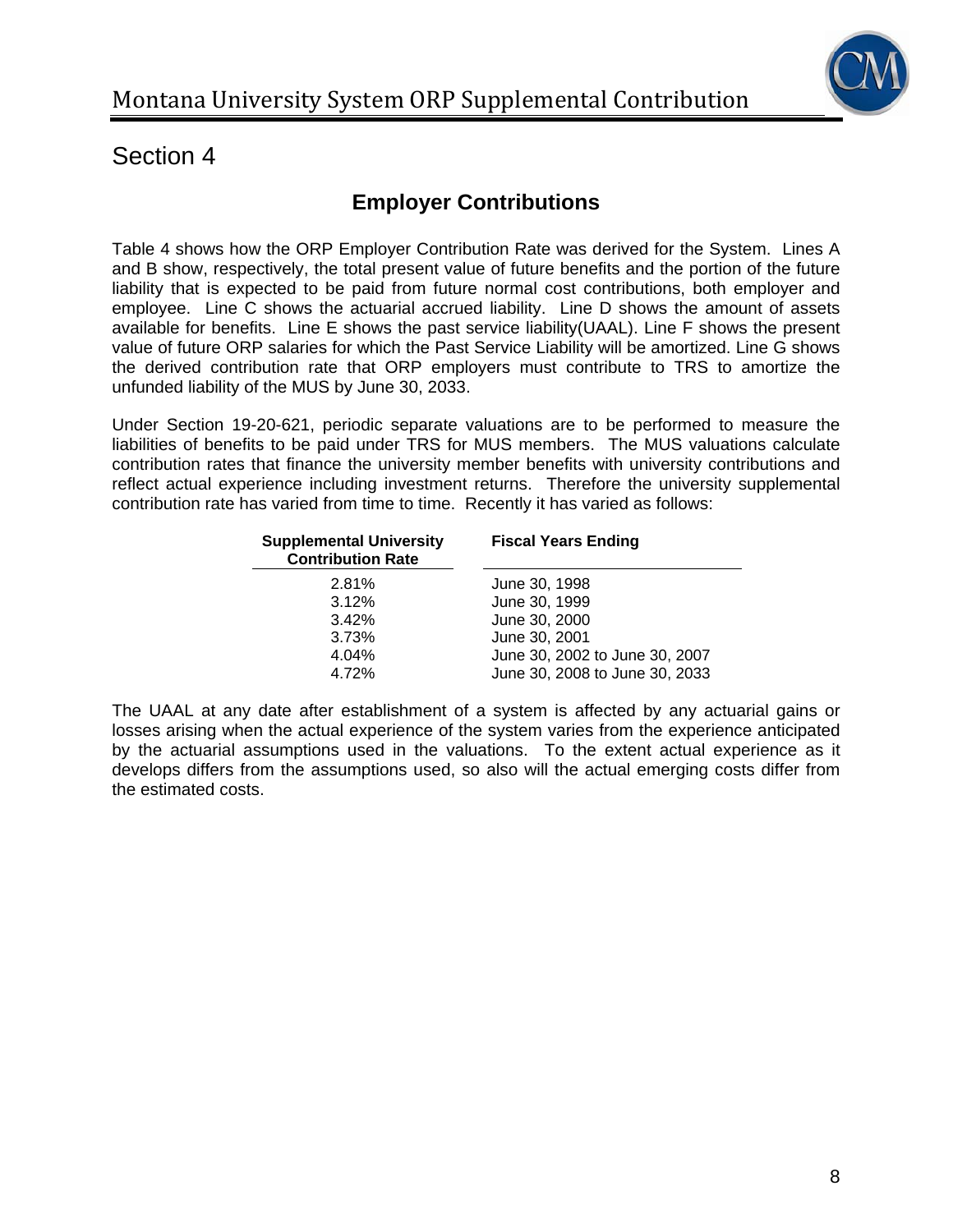# Section 4

## Employer Contributions

Table 4 shows how the ORP Employer Contribution Rate was derived for the System. Lines A and B show, respectively, the total present value of future benefits and the portion of the future liability that is expected to be paid from future normal cost contributions, both employer and employee. Line C shows the actuarial accrued liability. Line D shows the amount of assets available for benefits. Line E shows the past service liability(UAAL). Line F shows the present value of future ORP salaries for which the Past Service Liability will be amortized. Line G shows the derived contribution rate that ORP employers must contribute to TRS to amortize the unfunded liability of the MUS by June 30, 2033.

Under Section 19-20-621, periodic separate valuations are to be performed to measure the liabilities of benefits to be paid under TRS for MUS members. The MUS valuations calculate contribution rates that finance the university member benefits with university contributions and reflect actual experience including investment returns. Therefore the university supplemental contribution rate has varied from time to time. Recently it has varied as follows:

| Supplemental University Contribution Rate | Fiscal Years Ending |
|---|---|
| 2.81% | June 30, 1998 |
| 3.12% | June 30, 1999 |
| 3.42% | June 30, 2000 |
| 3.73% | June 30, 2001 |
| 4.04% | June 30, 2002 to June 30, 2007 |
| 4.72% | June 30, 2008 to June 30, 2033 |

The UAAL at any date after establishment of a system is affected by any actuarial gains or losses arising when the actual experience of the system varies from the experience anticipated by the actuarial assumptions used in the valuations. To the extent actual experience as it develops differs from the assumptions used, so also will the actual emerging costs differ from the estimated costs.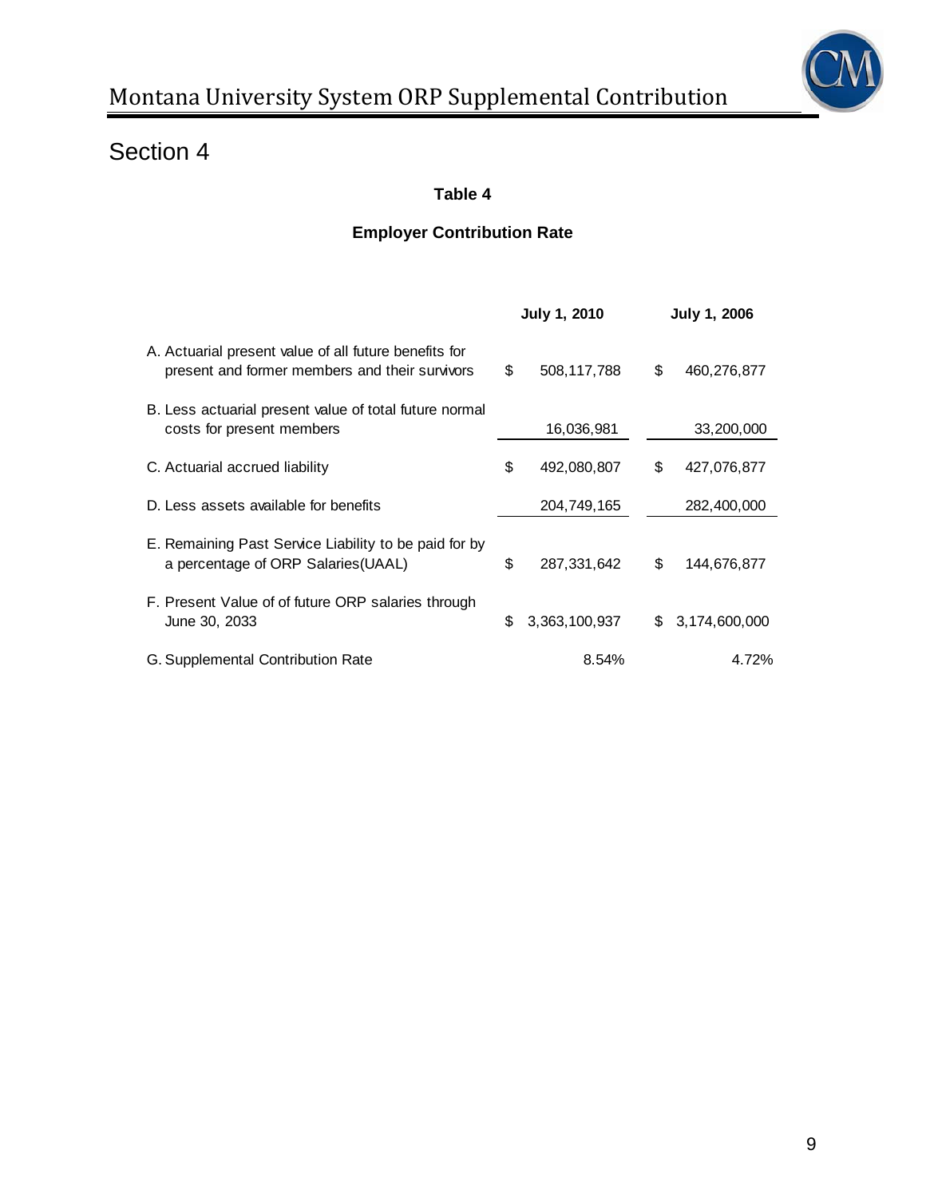# Section 4

**Table 4**

**Employer Contribution Rate**

| | July 1, 2010 | July 1, 2006 |
|---|---|---|
| A. Actuarial present value of all future benefits for present and former members and their survivors | $ 508,117,788 | $ 460,276,877 |
| B. Less actuarial present value of total future normal costs for present members | 16,036,981 | 33,200,000 |
| C. Actuarial accrued liability | $ 492,080,807 | $ 427,076,877 |
| D. Less assets available for benefits | 204,749,165 | 282,400,000 |
| E. Remaining Past Service Liability to be paid for by a percentage of ORP Salaries(UAAL) | $ 287,331,642 | $ 144,676,877 |
| F. Present Value of of future ORP salaries through June 30, 2033 | $ 3,363,100,937 | $ 3,174,600,000 |
| G. Supplemental Contribution Rate | 8.54% | 4.72% |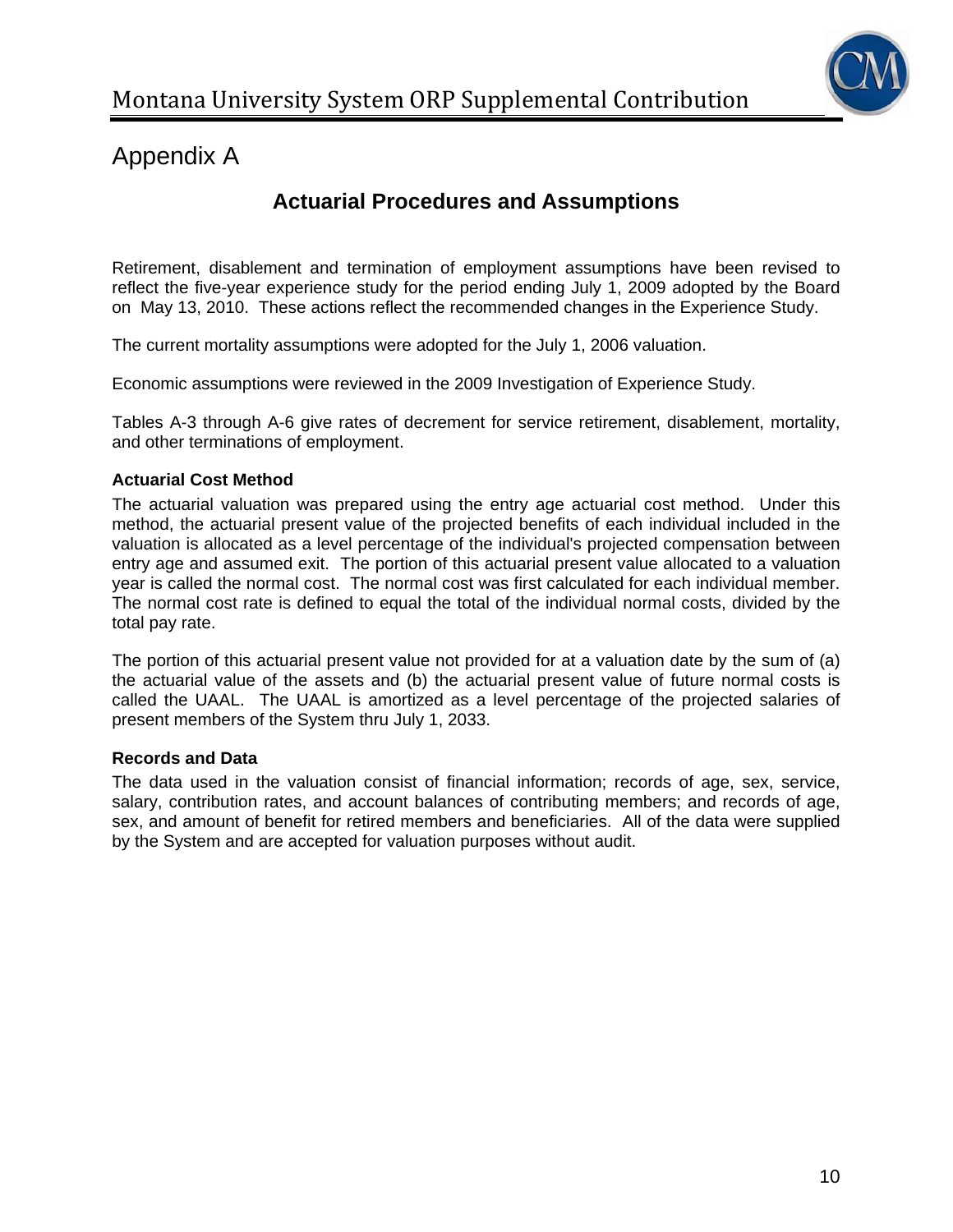# Appendix A

## Actuarial Procedures and Assumptions

Retirement, disablement and termination of employment assumptions have been revised to reflect the five-year experience study for the period ending July 1, 2009 adopted by the Board on May 13, 2010. These actions reflect the recommended changes in the Experience Study.

The current mortality assumptions were adopted for the July 1, 2006 valuation.

Economic assumptions were reviewed in the 2009 Investigation of Experience Study.

Tables A-3 through A-6 give rates of decrement for service retirement, disablement, mortality, and other terminations of employment.

### Actuarial Cost Method

The actuarial valuation was prepared using the entry age actuarial cost method. Under this method, the actuarial present value of the projected benefits of each individual included in the valuation is allocated as a level percentage of the individual's projected compensation between entry age and assumed exit. The portion of this actuarial present value allocated to a valuation year is called the normal cost. The normal cost was first calculated for each individual member. The normal cost rate is defined to equal the total of the individual normal costs, divided by the total pay rate.

The portion of this actuarial present value not provided for at a valuation date by the sum of (a) the actuarial value of the assets and (b) the actuarial present value of future normal costs is called the UAAL. The UAAL is amortized as a level percentage of the projected salaries of present members of the System thru July 1, 2033.

### Records and Data

The data used in the valuation consist of financial information; records of age, sex, service, salary, contribution rates, and account balances of contributing members; and records of age, sex, and amount of benefit for retired members and beneficiaries. All of the data were supplied by the System and are accepted for valuation purposes without audit.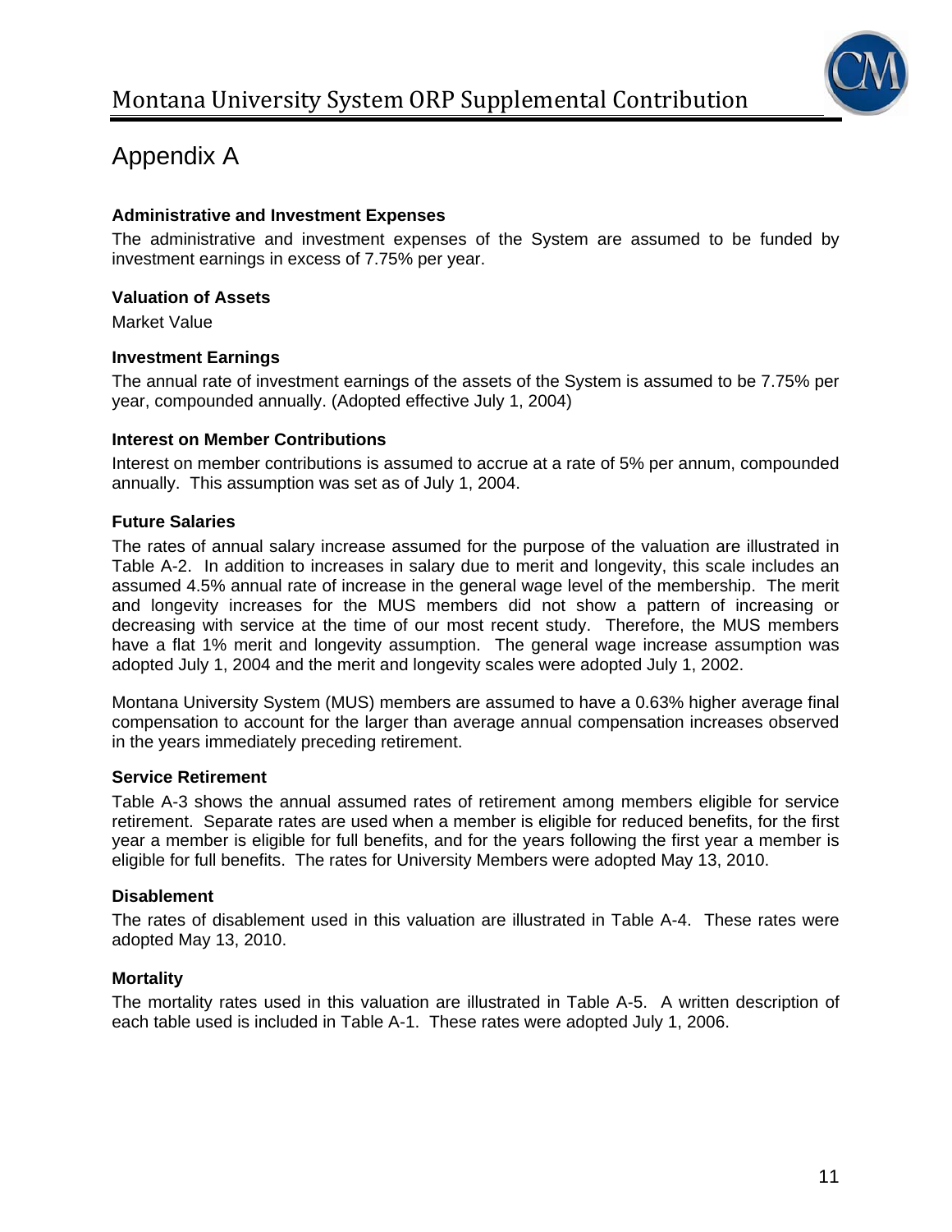# Appendix A

**Administrative and Investment Expenses**

The administrative and investment expenses of the System are assumed to be funded by investment earnings in excess of 7.75% per year.

**Valuation of Assets**

Market Value

**Investment Earnings**

The annual rate of investment earnings of the assets of the System is assumed to be 7.75% per year, compounded annually. (Adopted effective July 1, 2004)

**Interest on Member Contributions**

Interest on member contributions is assumed to accrue at a rate of 5% per annum, compounded annually. This assumption was set as of July 1, 2004.

**Future Salaries**

The rates of annual salary increase assumed for the purpose of the valuation are illustrated in Table A-2. In addition to increases in salary due to merit and longevity, this scale includes an assumed 4.5% annual rate of increase in the general wage level of the membership. The merit and longevity increases for the MUS members did not show a pattern of increasing or decreasing with service at the time of our most recent study. Therefore, the MUS members have a flat 1% merit and longevity assumption. The general wage increase assumption was adopted July 1, 2004 and the merit and longevity scales were adopted July 1, 2002.

Montana University System (MUS) members are assumed to have a 0.63% higher average final compensation to account for the larger than average annual compensation increases observed in the years immediately preceding retirement.

**Service Retirement**

Table A-3 shows the annual assumed rates of retirement among members eligible for service retirement. Separate rates are used when a member is eligible for reduced benefits, for the first year a member is eligible for full benefits, and for the years following the first year a member is eligible for full benefits. The rates for University Members were adopted May 13, 2010.

**Disablement**

The rates of disablement used in this valuation are illustrated in Table A-4. These rates were adopted May 13, 2010.

**Mortality**

The mortality rates used in this valuation are illustrated in Table A-5. A written description of each table used is included in Table A-1. These rates were adopted July 1, 2006.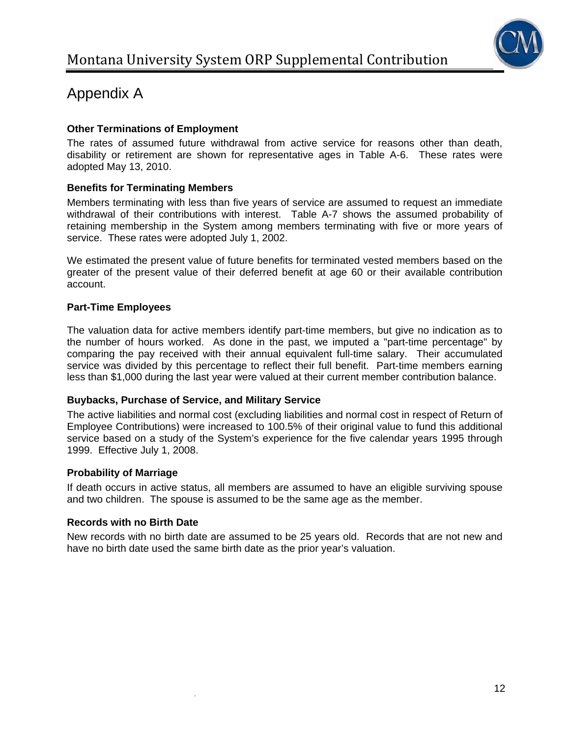# Appendix A

### Other Terminations of Employment

The rates of assumed future withdrawal from active service for reasons other than death, disability or retirement are shown for representative ages in Table A-6. These rates were adopted May 13, 2010.

### Benefits for Terminating Members

Members terminating with less than five years of service are assumed to request an immediate withdrawal of their contributions with interest. Table A-7 shows the assumed probability of retaining membership in the System among members terminating with five or more years of service. These rates were adopted July 1, 2002.

We estimated the present value of future benefits for terminated vested members based on the greater of the present value of their deferred benefit at age 60 or their available contribution account.

### Part-Time Employees

The valuation data for active members identify part-time members, but give no indication as to the number of hours worked. As done in the past, we imputed a "part-time percentage" by comparing the pay received with their annual equivalent full-time salary. Their accumulated service was divided by this percentage to reflect their full benefit. Part-time members earning less than $1,000 during the last year were valued at their current member contribution balance.

### Buybacks, Purchase of Service, and Military Service

The active liabilities and normal cost (excluding liabilities and normal cost in respect of Return of Employee Contributions) were increased to 100.5% of their original value to fund this additional service based on a study of the System's experience for the five calendar years 1995 through 1999. Effective July 1, 2008.

### Probability of Marriage

If death occurs in active status, all members are assumed to have an eligible surviving spouse and two children. The spouse is assumed to be the same age as the member.

### Records with no Birth Date

New records with no birth date are assumed to be 25 years old. Records that are not new and have no birth date used the same birth date as the prior year's valuation.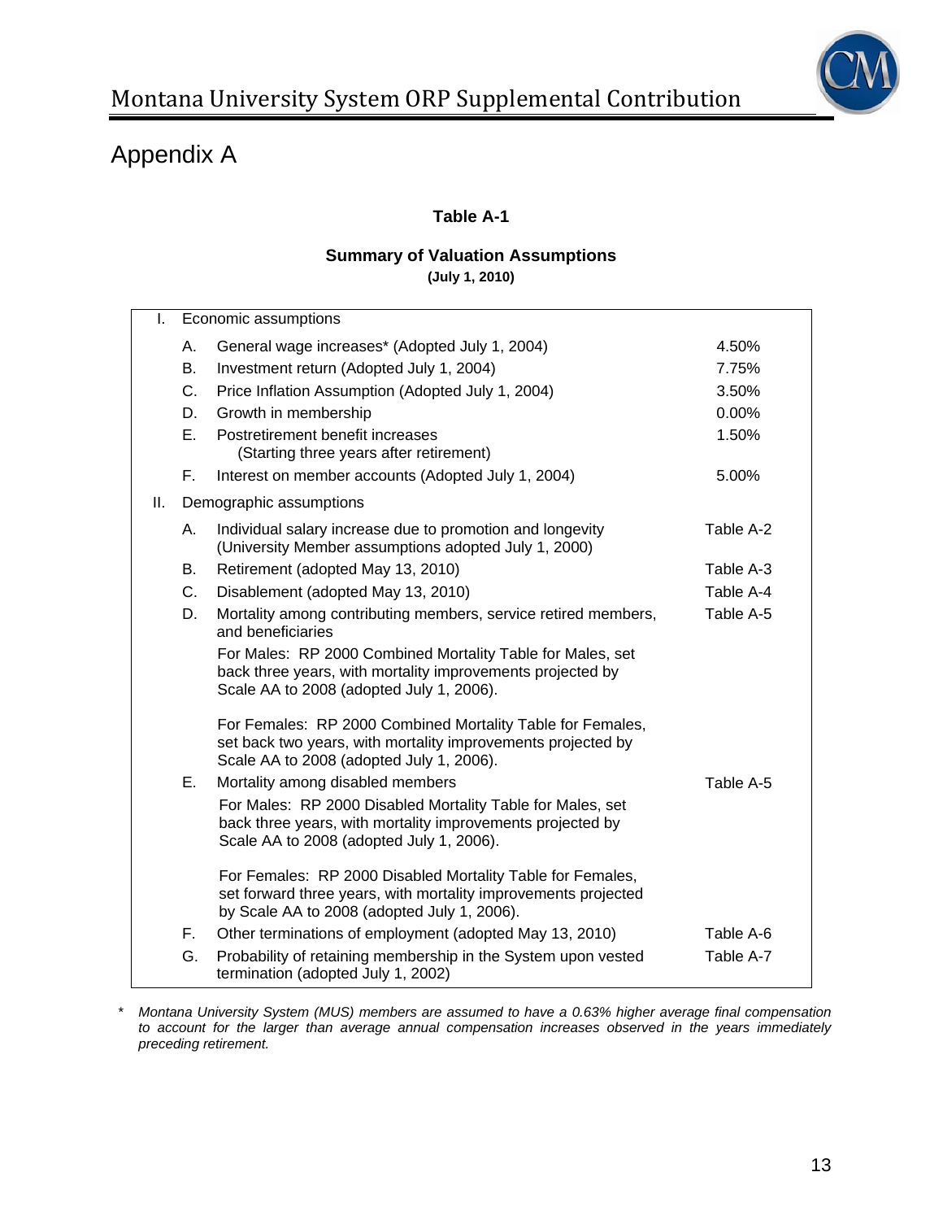# Appendix A

**Table A-1**

**Summary of Valuation Assumptions**
**(July 1, 2010)**

| | | | |
|---|---|---|---|
| I. | Economic assumptions | | |
| | A. | General wage increases* (Adopted July 1, 2004) | 4.50% |
| | B. | Investment return (Adopted July 1, 2004) | 7.75% |
| | C. | Price Inflation Assumption (Adopted July 1, 2004) | 3.50% |
| | D. | Growth in membership | 0.00% |
| | E. | Postretirement benefit increases (Starting three years after retirement) | 1.50% |
| | F. | Interest on member accounts (Adopted July 1, 2004) | 5.00% |
| II. | Demographic assumptions | | |
| | A. | Individual salary increase due to promotion and longevity (University Member assumptions adopted July 1, 2000) | Table A-2 |
| | B. | Retirement (adopted May 13, 2010) | Table A-3 |
| | C. | Disablement (adopted May 13, 2010) | Table A-4 |
| | D. | Mortality among contributing members, service retired members, and beneficiaries<br><br>For Males: RP 2000 Combined Mortality Table for Males, set back three years, with mortality improvements projected by Scale AA to 2008 (adopted July 1, 2006).<br><br>For Females: RP 2000 Combined Mortality Table for Females, set back two years, with mortality improvements projected by Scale AA to 2008 (adopted July 1, 2006). | Table A-5 |
| | E. | Mortality among disabled members<br><br>For Males: RP 2000 Disabled Mortality Table for Males, set back three years, with mortality improvements projected by Scale AA to 2008 (adopted July 1, 2006).<br><br>For Females: RP 2000 Disabled Mortality Table for Females, set forward three years, with mortality improvements projected by Scale AA to 2008 (adopted July 1, 2006). | Table A-5 |
| | F. | Other terminations of employment (adopted May 13, 2010) | Table A-6 |
| | G. | Probability of retaining membership in the System upon vested termination (adopted July 1, 2002) | Table A-7 |

\* *Montana University System (MUS) members are assumed to have a 0.63% higher average final compensation to account for the larger than average annual compensation increases observed in the years immediately preceding retirement.*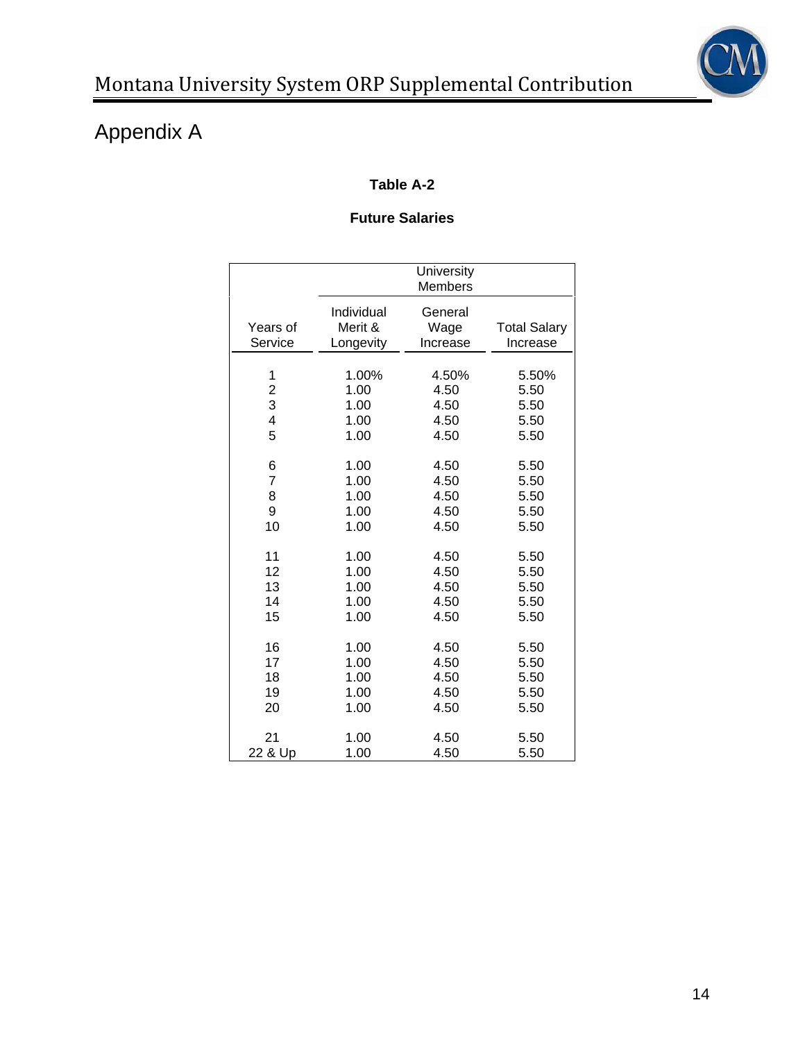## Appendix A

**Table A-2**

**Future Salaries**

| | University Members | | |
|---|---|---|---|
| Years of Service | Individual Merit & Longevity | General Wage Increase | Total Salary Increase |
| 1 | 1.00% | 4.50% | 5.50% |
| 2 | 1.00 | 4.50 | 5.50 |
| 3 | 1.00 | 4.50 | 5.50 |
| 4 | 1.00 | 4.50 | 5.50 |
| 5 | 1.00 | 4.50 | 5.50 |
| 6 | 1.00 | 4.50 | 5.50 |
| 7 | 1.00 | 4.50 | 5.50 |
| 8 | 1.00 | 4.50 | 5.50 |
| 9 | 1.00 | 4.50 | 5.50 |
| 10 | 1.00 | 4.50 | 5.50 |
| 11 | 1.00 | 4.50 | 5.50 |
| 12 | 1.00 | 4.50 | 5.50 |
| 13 | 1.00 | 4.50 | 5.50 |
| 14 | 1.00 | 4.50 | 5.50 |
| 15 | 1.00 | 4.50 | 5.50 |
| 16 | 1.00 | 4.50 | 5.50 |
| 17 | 1.00 | 4.50 | 5.50 |
| 18 | 1.00 | 4.50 | 5.50 |
| 19 | 1.00 | 4.50 | 5.50 |
| 20 | 1.00 | 4.50 | 5.50 |
| 21 | 1.00 | 4.50 | 5.50 |
| 22 & Up | 1.00 | 4.50 | 5.50 |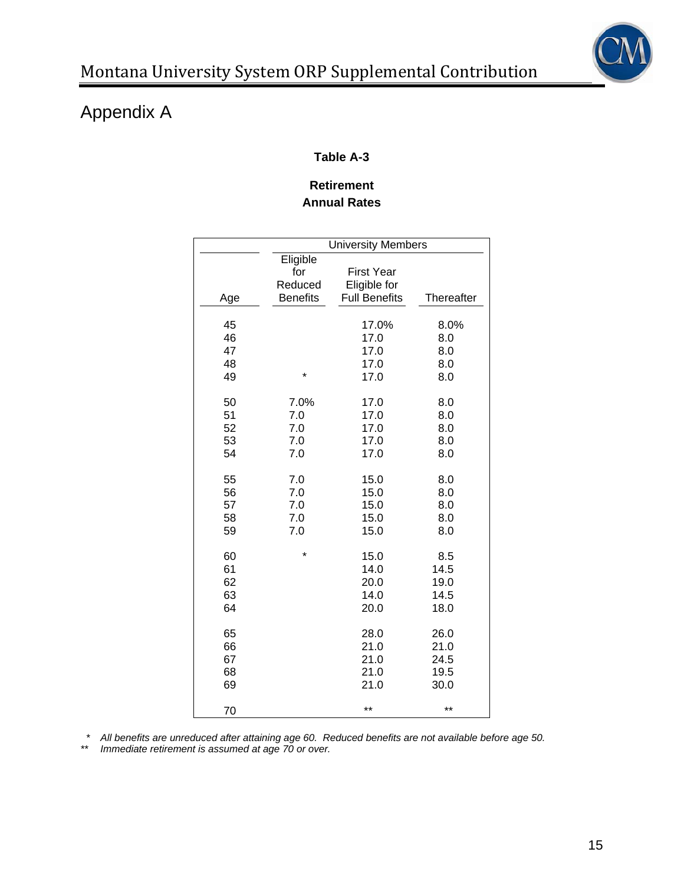# Appendix A

**Table A-3**

**Retirement Annual Rates**

| | University Members | | |
|---|---|---|---|
| Age | Eligible for Reduced Benefits | First Year Eligible for Full Benefits | Thereafter |
| 45 | | 17.0% | 8.0% |
| 46 | | 17.0 | 8.0 |
| 47 | | 17.0 | 8.0 |
| 48 | | 17.0 | 8.0 |
| 49 | * | 17.0 | 8.0 |
| 50 | 7.0% | 17.0 | 8.0 |
| 51 | 7.0 | 17.0 | 8.0 |
| 52 | 7.0 | 17.0 | 8.0 |
| 53 | 7.0 | 17.0 | 8.0 |
| 54 | 7.0 | 17.0 | 8.0 |
| 55 | 7.0 | 15.0 | 8.0 |
| 56 | 7.0 | 15.0 | 8.0 |
| 57 | 7.0 | 15.0 | 8.0 |
| 58 | 7.0 | 15.0 | 8.0 |
| 59 | 7.0 | 15.0 | 8.0 |
| 60 | * | 15.0 | 8.5 |
| 61 | | 14.0 | 14.5 |
| 62 | | 20.0 | 19.0 |
| 63 | | 14.0 | 14.5 |
| 64 | | 20.0 | 18.0 |
| 65 | | 28.0 | 26.0 |
| 66 | | 21.0 | 21.0 |
| 67 | | 21.0 | 24.5 |
| 68 | | 21.0 | 19.5 |
| 69 | | 21.0 | 30.0 |
| 70 | | ** | ** |

\* *All benefits are unreduced after attaining age 60. Reduced benefits are not available before age 50.*

\*\* *Immediate retirement is assumed at age 70 or over.*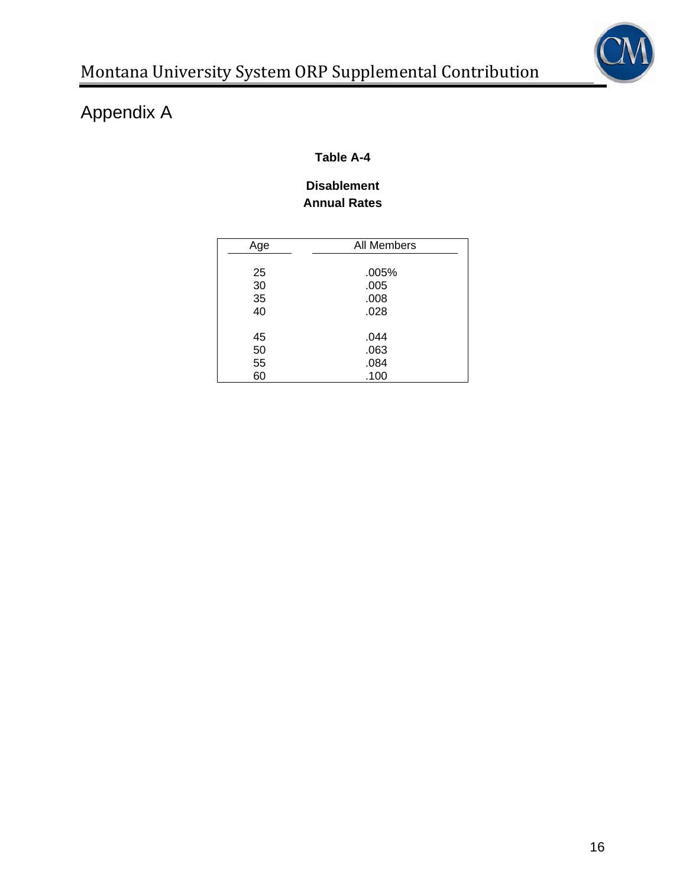# Appendix A

**Table A-4**

**Disablement**
**Annual Rates**

| Age | All Members |
|---|---|
| 25 | .005% |
| 30 | .005 |
| 35 | .008 |
| 40 | .028 |
| 45 | .044 |
| 50 | .063 |
| 55 | .084 |
| 60 | .100 |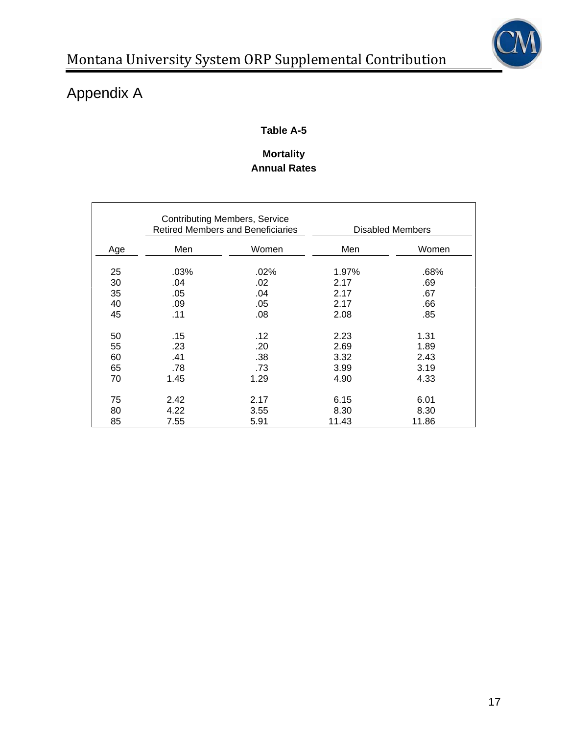# Appendix A

**Table A-5**

**Mortality**
**Annual Rates**

| | Contributing Members, Service Retired Members and Beneficiaries | | Disabled Members | |
|---|---|---|---|---|
| Age | Men | Women | Men | Women |
| 25 | .03% | .02% | 1.97% | .68% |
| 30 | .04 | .02 | 2.17 | .69 |
| 35 | .05 | .04 | 2.17 | .67 |
| 40 | .09 | .05 | 2.17 | .66 |
| 45 | .11 | .08 | 2.08 | .85 |
| 50 | .15 | .12 | 2.23 | 1.31 |
| 55 | .23 | .20 | 2.69 | 1.89 |
| 60 | .41 | .38 | 3.32 | 2.43 |
| 65 | .78 | .73 | 3.99 | 3.19 |
| 70 | 1.45 | 1.29 | 4.90 | 4.33 |
| 75 | 2.42 | 2.17 | 6.15 | 6.01 |
| 80 | 4.22 | 3.55 | 8.30 | 8.30 |
| 85 | 7.55 | 5.91 | 11.43 | 11.86 |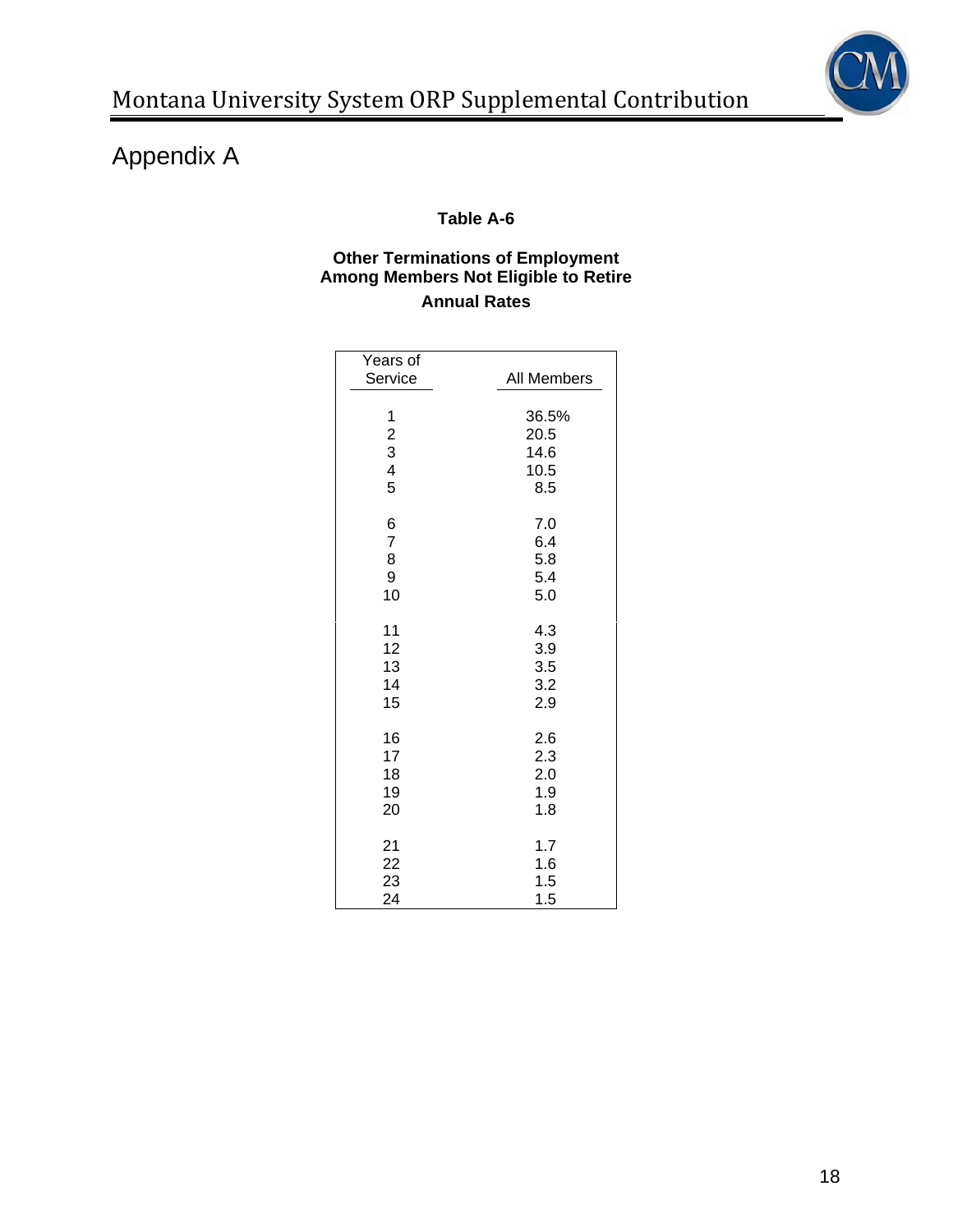# Appendix A

**Table A-6**

**Other Terminations of Employment Among Members Not Eligible to Retire**

**Annual Rates**

| Years of Service | All Members |
|---|---|
| 1 | 36.5% |
| 2 | 20.5 |
| 3 | 14.6 |
| 4 | 10.5 |
| 5 | 8.5 |
| 6 | 7.0 |
| 7 | 6.4 |
| 8 | 5.8 |
| 9 | 5.4 |
| 10 | 5.0 |
| 11 | 4.3 |
| 12 | 3.9 |
| 13 | 3.5 |
| 14 | 3.2 |
| 15 | 2.9 |
| 16 | 2.6 |
| 17 | 2.3 |
| 18 | 2.0 |
| 19 | 1.9 |
| 20 | 1.8 |
| 21 | 1.7 |
| 22 | 1.6 |
| 23 | 1.5 |
| 24 | 1.5 |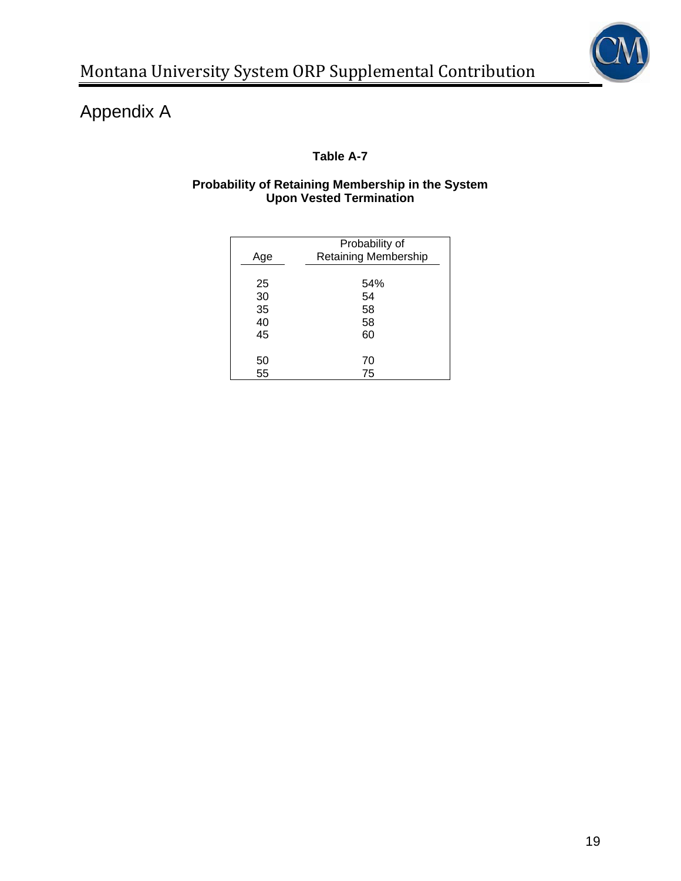# Appendix A

**Table A-7**

**Probability of Retaining Membership in the System Upon Vested Termination**

| Age | Probability of Retaining Membership |
|---|---|
| 25 | 54% |
| 30 | 54 |
| 35 | 58 |
| 40 | 58 |
| 45 | 60 |
| 50 | 70 |
| 55 | 75 |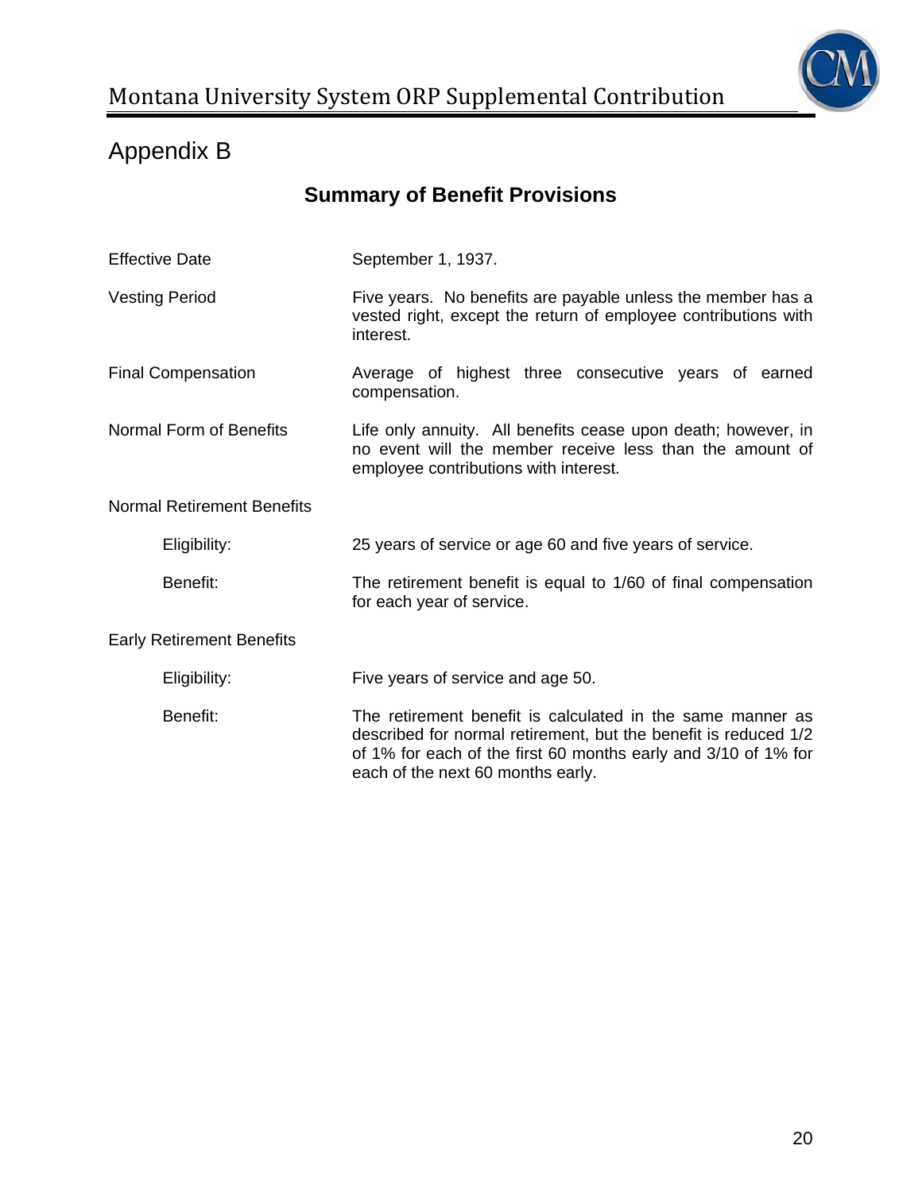# Appendix B

## Summary of Benefit Provisions

| | |
|---|---|
| Effective Date | September 1, 1937. |
| Vesting Period | Five years. No benefits are payable unless the member has a vested right, except the return of employee contributions with interest. |
| Final Compensation | Average of highest three consecutive years of earned compensation. |
| Normal Form of Benefits | Life only annuity. All benefits cease upon death; however, in no event will the member receive less than the amount of employee contributions with interest. |
| **Normal Retirement Benefits** | |
| Eligibility: | 25 years of service or age 60 and five years of service. |
| Benefit: | The retirement benefit is equal to 1/60 of final compensation for each year of service. |
| **Early Retirement Benefits** | |
| Eligibility: | Five years of service and age 50. |
| Benefit: | The retirement benefit is calculated in the same manner as described for normal retirement, but the benefit is reduced 1/2 of 1% for each of the first 60 months early and 3/10 of 1% for each of the next 60 months early. |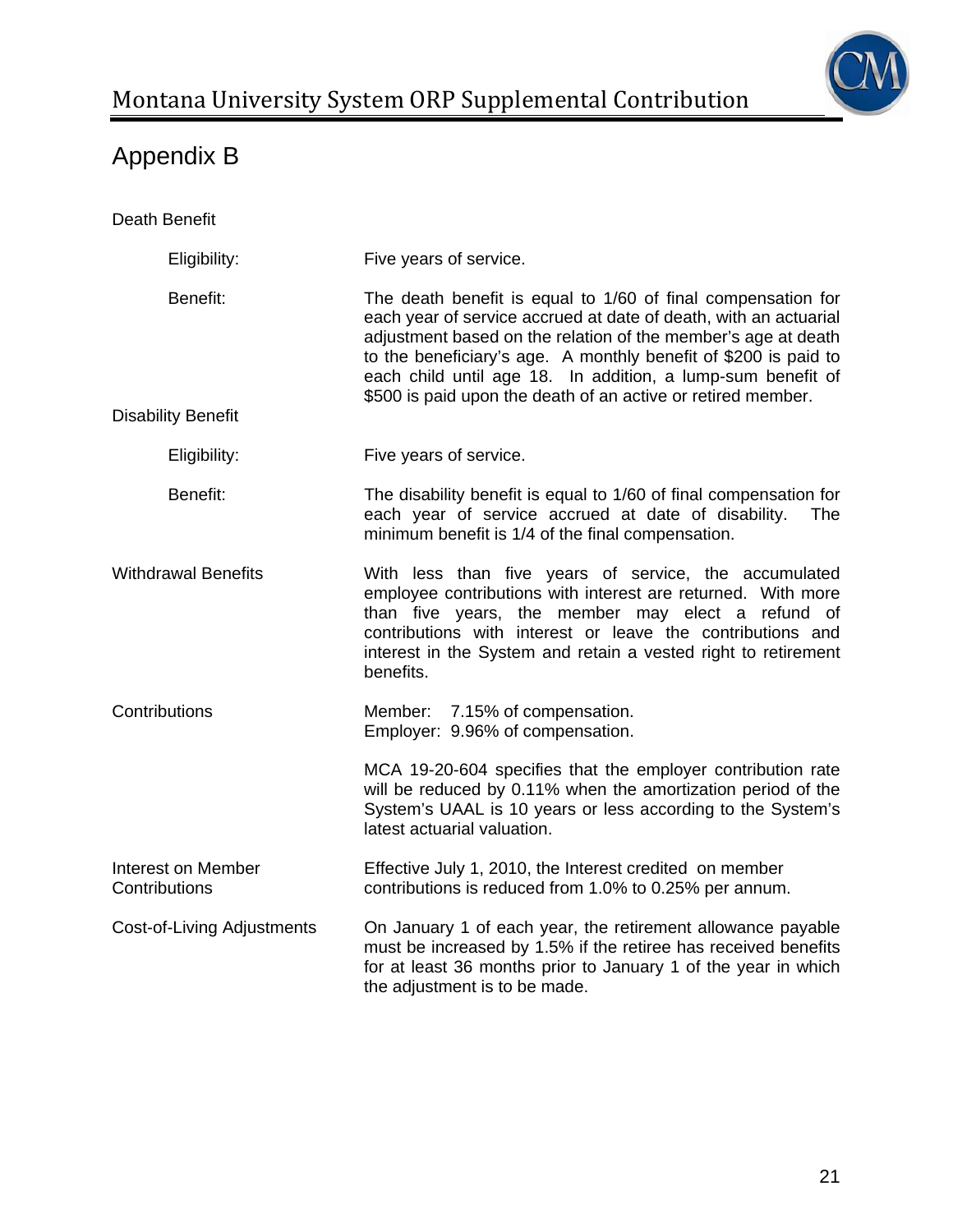# Appendix B

Death Benefit

| | |
|---|---|
| Eligibility: | Five years of service. |
| Benefit: | The death benefit is equal to 1/60 of final compensation for each year of service accrued at date of death, with an actuarial adjustment based on the relation of the member's age at death to the beneficiary's age. A monthly benefit of $200 is paid to each child until age 18. In addition, a lump-sum benefit of $500 is paid upon the death of an active or retired member. |

Disability Benefit

| | |
|---|---|
| Eligibility: | Five years of service. |
| Benefit: | The disability benefit is equal to 1/60 of final compensation for each year of service accrued at date of disability. The minimum benefit is 1/4 of the final compensation. |

| | |
|---|---|
| Withdrawal Benefits | With less than five years of service, the accumulated employee contributions with interest are returned. With more than five years, the member may elect a refund of contributions with interest or leave the contributions and interest in the System and retain a vested right to retirement benefits. |
| Contributions | Member: 7.15% of compensation.<br>Employer: 9.96% of compensation.<br><br>MCA 19-20-604 specifies that the employer contribution rate will be reduced by 0.11% when the amortization period of the System's UAAL is 10 years or less according to the System's latest actuarial valuation. |
| Interest on Member Contributions | Effective July 1, 2010, the Interest credited on member contributions is reduced from 1.0% to 0.25% per annum. |
| Cost-of-Living Adjustments | On January 1 of each year, the retirement allowance payable must be increased by 1.5% if the retiree has received benefits for at least 36 months prior to January 1 of the year in which the adjustment is to be made. |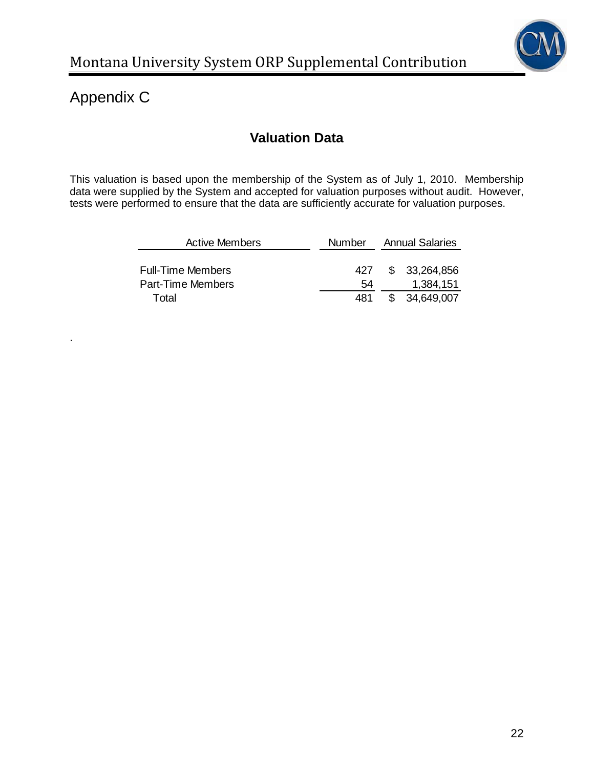# Appendix C

## Valuation Data

This valuation is based upon the membership of the System as of July 1, 2010. Membership data were supplied by the System and accepted for valuation purposes without audit. However, tests were performed to ensure that the data are sufficiently accurate for valuation purposes.

| Active Members | Number | Annual Salaries |
|---|---|---|
| Full-Time Members | 427 | $ 33,264,856 |
| Part-Time Members | 54 | 1,384,151 |
| Total | 481 | $ 34,649,007 |

.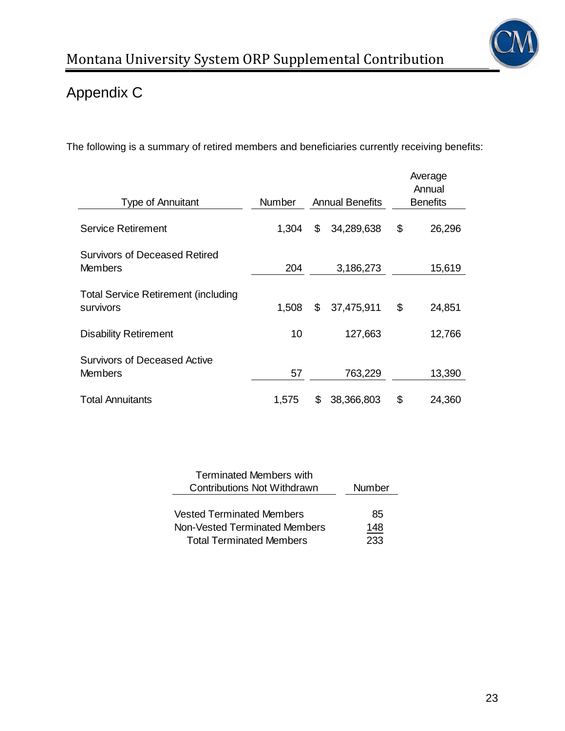## Appendix C

The following is a summary of retired members and beneficiaries currently receiving benefits:

| Type of Annuitant | Number | Annual Benefits | Average Annual Benefits |
|---|---|---|---|
| Service Retirement | 1,304 | $ 34,289,638 | $ 26,296 |
| Survivors of Deceased Retired Members | 204 | 3,186,273 | 15,619 |
| Total Service Retirement (including survivors | 1,508 | $ 37,475,911 | $ 24,851 |
| Disability Retirement | 10 | 127,663 | 12,766 |
| Survivors of Deceased Active Members | 57 | 763,229 | 13,390 |
| Total Annuitants | 1,575 | $ 38,366,803 | $ 24,360 |

| Terminated Members with Contributions Not Withdrawn | Number |
|---|---|
| Vested Terminated Members | 85 |
| Non-Vested Terminated Members | 148 |
| Total Terminated Members | 233 |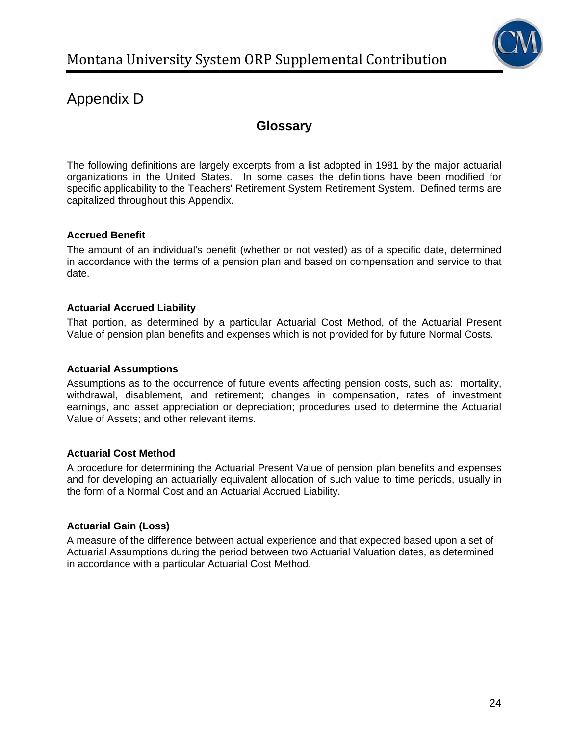# Appendix D

## Glossary

The following definitions are largely excerpts from a list adopted in 1981 by the major actuarial organizations in the United States. In some cases the definitions have been modified for specific applicability to the Teachers' Retirement System Retirement System. Defined terms are capitalized throughout this Appendix.

**Accrued Benefit**

The amount of an individual's benefit (whether or not vested) as of a specific date, determined in accordance with the terms of a pension plan and based on compensation and service to that date.

**Actuarial Accrued Liability**

That portion, as determined by a particular Actuarial Cost Method, of the Actuarial Present Value of pension plan benefits and expenses which is not provided for by future Normal Costs.

**Actuarial Assumptions**

Assumptions as to the occurrence of future events affecting pension costs, such as: mortality, withdrawal, disablement, and retirement; changes in compensation, rates of investment earnings, and asset appreciation or depreciation; procedures used to determine the Actuarial Value of Assets; and other relevant items.

**Actuarial Cost Method**

A procedure for determining the Actuarial Present Value of pension plan benefits and expenses and for developing an actuarially equivalent allocation of such value to time periods, usually in the form of a Normal Cost and an Actuarial Accrued Liability.

**Actuarial Gain (Loss)**

A measure of the difference between actual experience and that expected based upon a set of Actuarial Assumptions during the period between two Actuarial Valuation dates, as determined in accordance with a particular Actuarial Cost Method.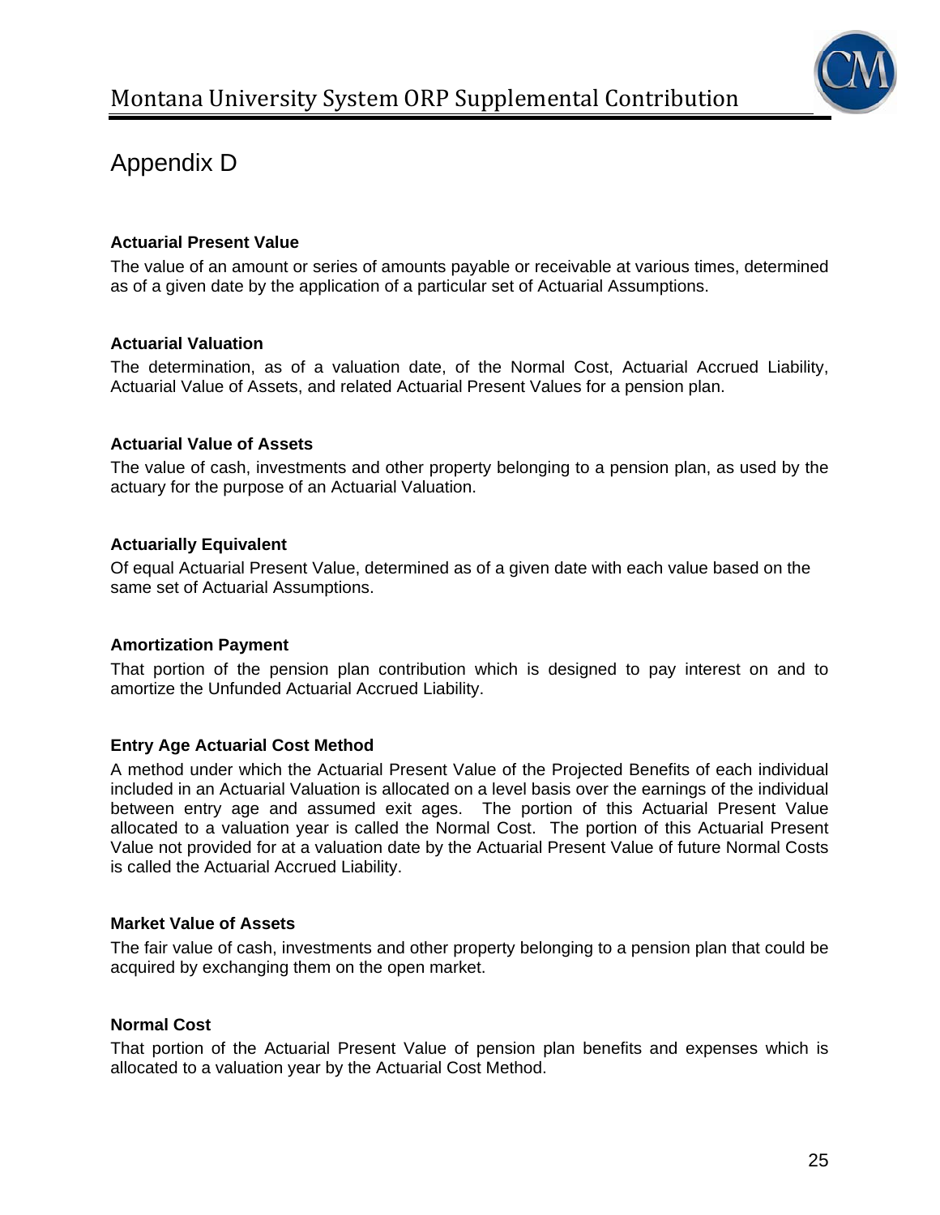# Appendix D

### Actuarial Present Value

The value of an amount or series of amounts payable or receivable at various times, determined as of a given date by the application of a particular set of Actuarial Assumptions.

### Actuarial Valuation

The determination, as of a valuation date, of the Normal Cost, Actuarial Accrued Liability, Actuarial Value of Assets, and related Actuarial Present Values for a pension plan.

### Actuarial Value of Assets

The value of cash, investments and other property belonging to a pension plan, as used by the actuary for the purpose of an Actuarial Valuation.

### Actuarially Equivalent

Of equal Actuarial Present Value, determined as of a given date with each value based on the same set of Actuarial Assumptions.

### Amortization Payment

That portion of the pension plan contribution which is designed to pay interest on and to amortize the Unfunded Actuarial Accrued Liability.

### Entry Age Actuarial Cost Method

A method under which the Actuarial Present Value of the Projected Benefits of each individual included in an Actuarial Valuation is allocated on a level basis over the earnings of the individual between entry age and assumed exit ages. The portion of this Actuarial Present Value allocated to a valuation year is called the Normal Cost. The portion of this Actuarial Present Value not provided for at a valuation date by the Actuarial Present Value of future Normal Costs is called the Actuarial Accrued Liability.

### Market Value of Assets

The fair value of cash, investments and other property belonging to a pension plan that could be acquired by exchanging them on the open market.

### Normal Cost

That portion of the Actuarial Present Value of pension plan benefits and expenses which is allocated to a valuation year by the Actuarial Cost Method.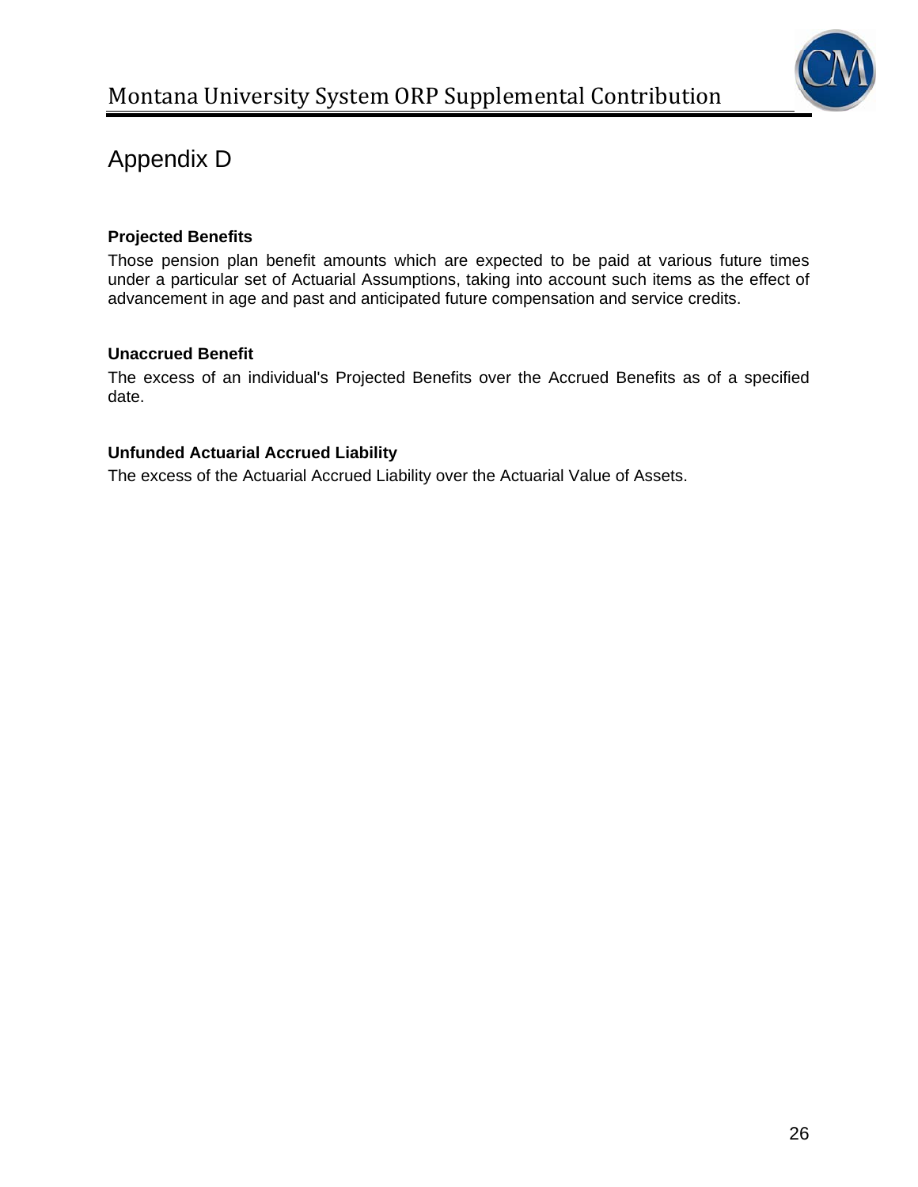# Appendix D

**Projected Benefits**

Those pension plan benefit amounts which are expected to be paid at various future times under a particular set of Actuarial Assumptions, taking into account such items as the effect of advancement in age and past and anticipated future compensation and service credits.

**Unaccrued Benefit**

The excess of an individual's Projected Benefits over the Accrued Benefits as of a specified date.

**Unfunded Actuarial Accrued Liability**

The excess of the Actuarial Accrued Liability over the Actuarial Value of Assets.